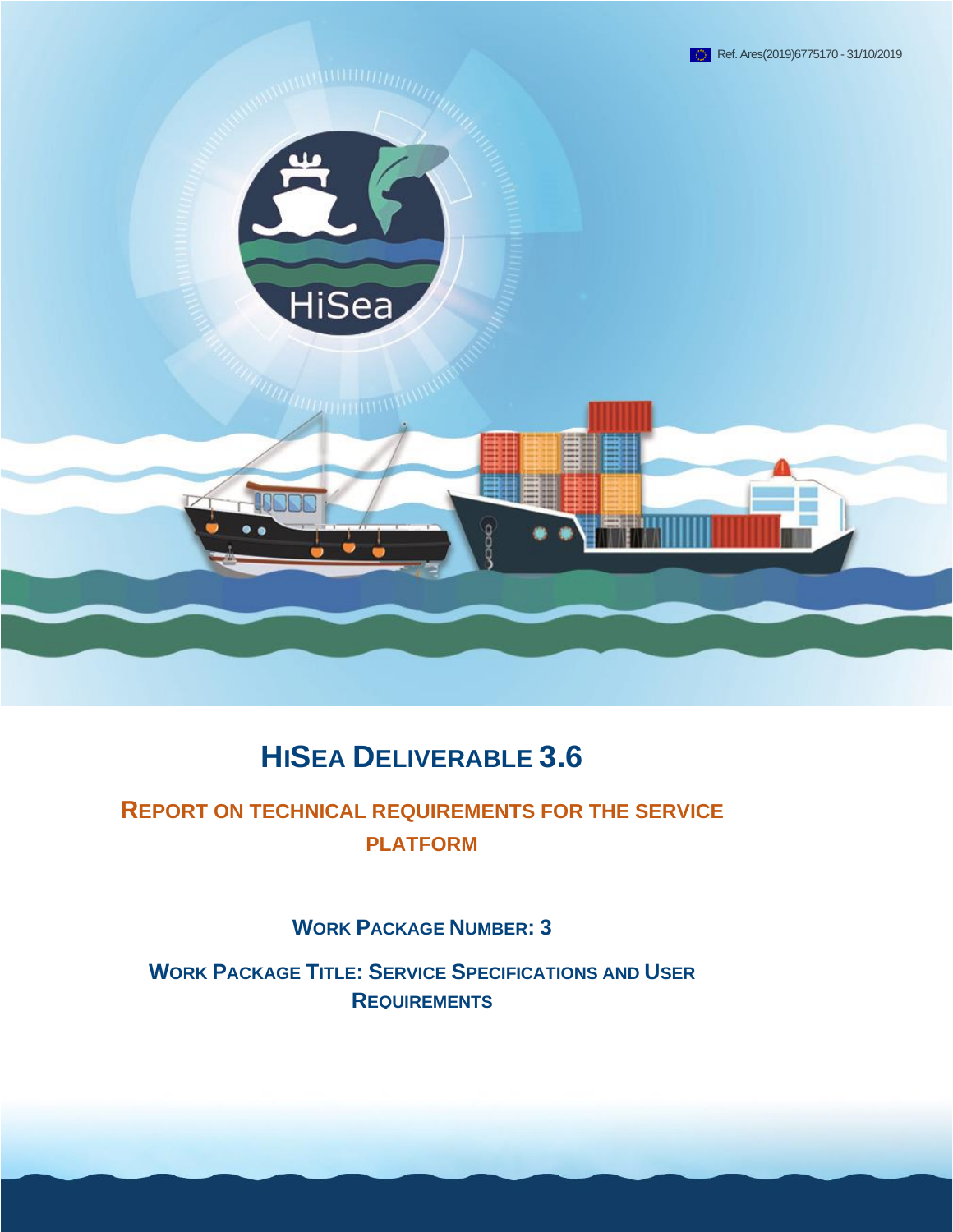Ref. Ares(2019)6775170 - 31/10/2019

# HISEA DELIVERABLE 3.6

## REPORT ON TECHNICAL REQUIREMENTS FOR THE SERVICE PLATFORM

**WORK PACKAGE NUMBER: 3**

**WORK PACKAGE TITLE: SERVICE SPECIFICATIONS AND USER REQUIREMENTS**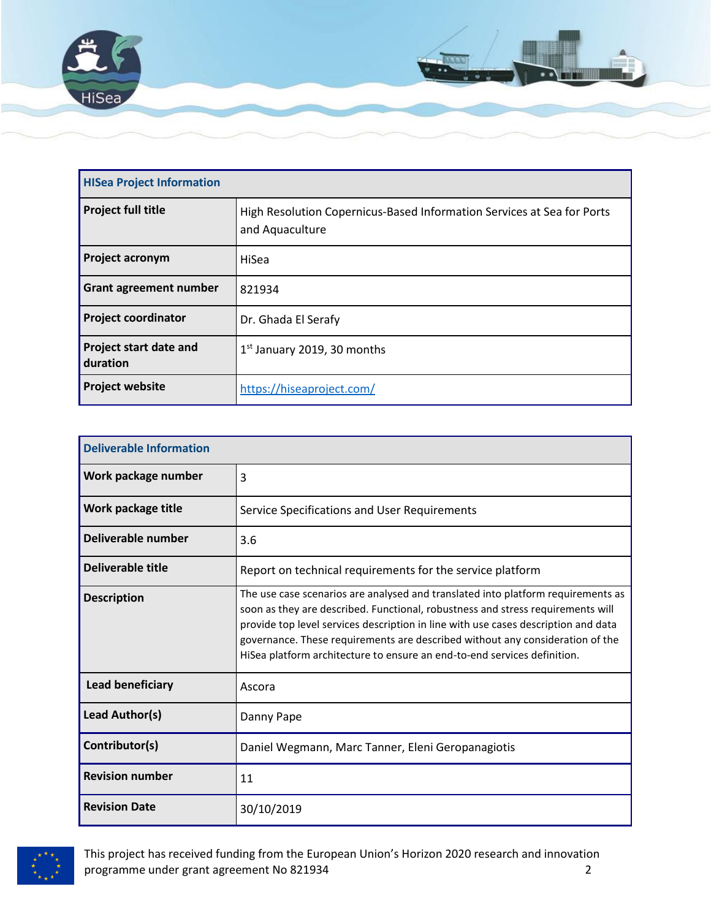| HISea Project Information | |
|---|---|
| **Project full title** | High Resolution Copernicus-Based Information Services at Sea for Ports and Aquaculture |
| **Project acronym** | HiSea |
| **Grant agreement number** | 821934 |
| **Project coordinator** | Dr. Ghada El Serafy |
| **Project start date and duration** | 1st January 2019, 30 months |
| **Project website** | https://hiseaproject.com/ |

| Deliverable Information | |
|---|---|
| **Work package number** | 3 |
| **Work package title** | Service Specifications and User Requirements |
| **Deliverable number** | 3.6 |
| **Deliverable title** | Report on technical requirements for the service platform |
| **Description** | The use case scenarios are analysed and translated into platform requirements as soon as they are described. Functional, robustness and stress requirements will provide top level services description in line with use cases description and data governance. These requirements are described without any consideration of the HiSea platform architecture to ensure an end-to-end services definition. |
| **Lead beneficiary** | Ascora |
| **Lead Author(s)** | Danny Pape |
| **Contributor(s)** | Daniel Wegmann, Marc Tanner, Eleni Geropanagiotis |
| **Revision number** | 11 |
| **Revision Date** | 30/10/2019 |

This project has received funding from the European Union's Horizon 2020 research and innovation programme under grant agreement No 821934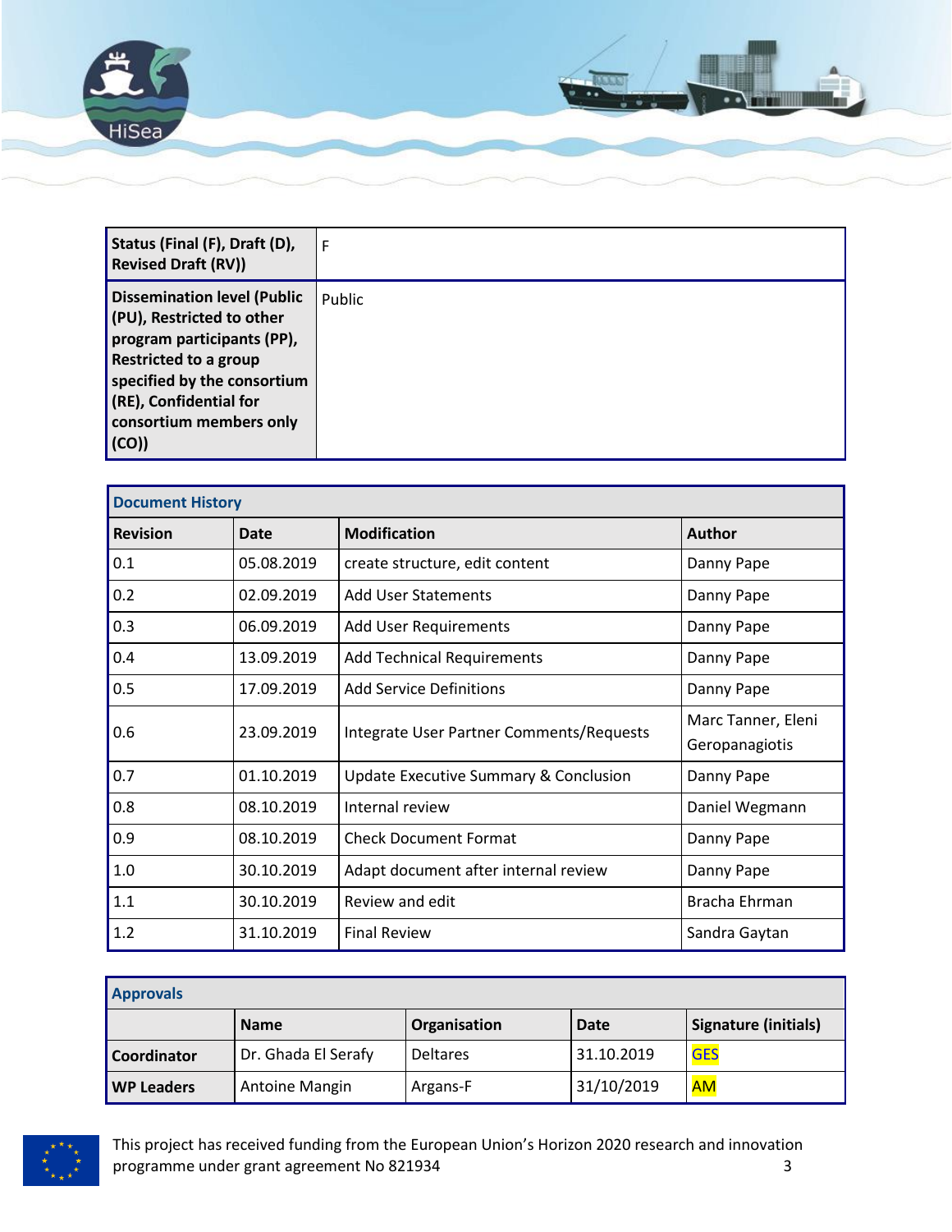| Status (Final (F), Draft (D), Revised Draft (RV)) | F |
|---|---|
| **Dissemination level (Public (PU), Restricted to other program participants (PP), Restricted to a group specified by the consortium (RE), Confidential for consortium members only (CO))** | Public |

| Document History | | | |
|---|---|---|---|
| **Revision** | **Date** | **Modification** | **Author** |
| 0.1 | 05.08.2019 | create structure, edit content | Danny Pape |
| 0.2 | 02.09.2019 | Add User Statements | Danny Pape |
| 0.3 | 06.09.2019 | Add User Requirements | Danny Pape |
| 0.4 | 13.09.2019 | Add Technical Requirements | Danny Pape |
| 0.5 | 17.09.2019 | Add Service Definitions | Danny Pape |
| 0.6 | 23.09.2019 | Integrate User Partner Comments/Requests | Marc Tanner, Eleni Geropanagiotis |
| 0.7 | 01.10.2019 | Update Executive Summary & Conclusion | Danny Pape |
| 0.8 | 08.10.2019 | Internal review | Daniel Wegmann |
| 0.9 | 08.10.2019 | Check Document Format | Danny Pape |
| 1.0 | 30.10.2019 | Adapt document after internal review | Danny Pape |
| 1.1 | 30.10.2019 | Review and edit | Bracha Ehrman |
| 1.2 | 31.10.2019 | Final Review | Sandra Gaytan |

| Approvals | | | | |
|---|---|---|---|---|
| | **Name** | **Organisation** | **Date** | **Signature (initials)** |
| **Coordinator** | Dr. Ghada El Serafy | Deltares | 31.10.2019 | GES |
| **WP Leaders** | Antoine Mangin | Argans-F | 31/10/2019 | AM |

This project has received funding from the European Union's Horizon 2020 research and innovation programme under grant agreement No 821934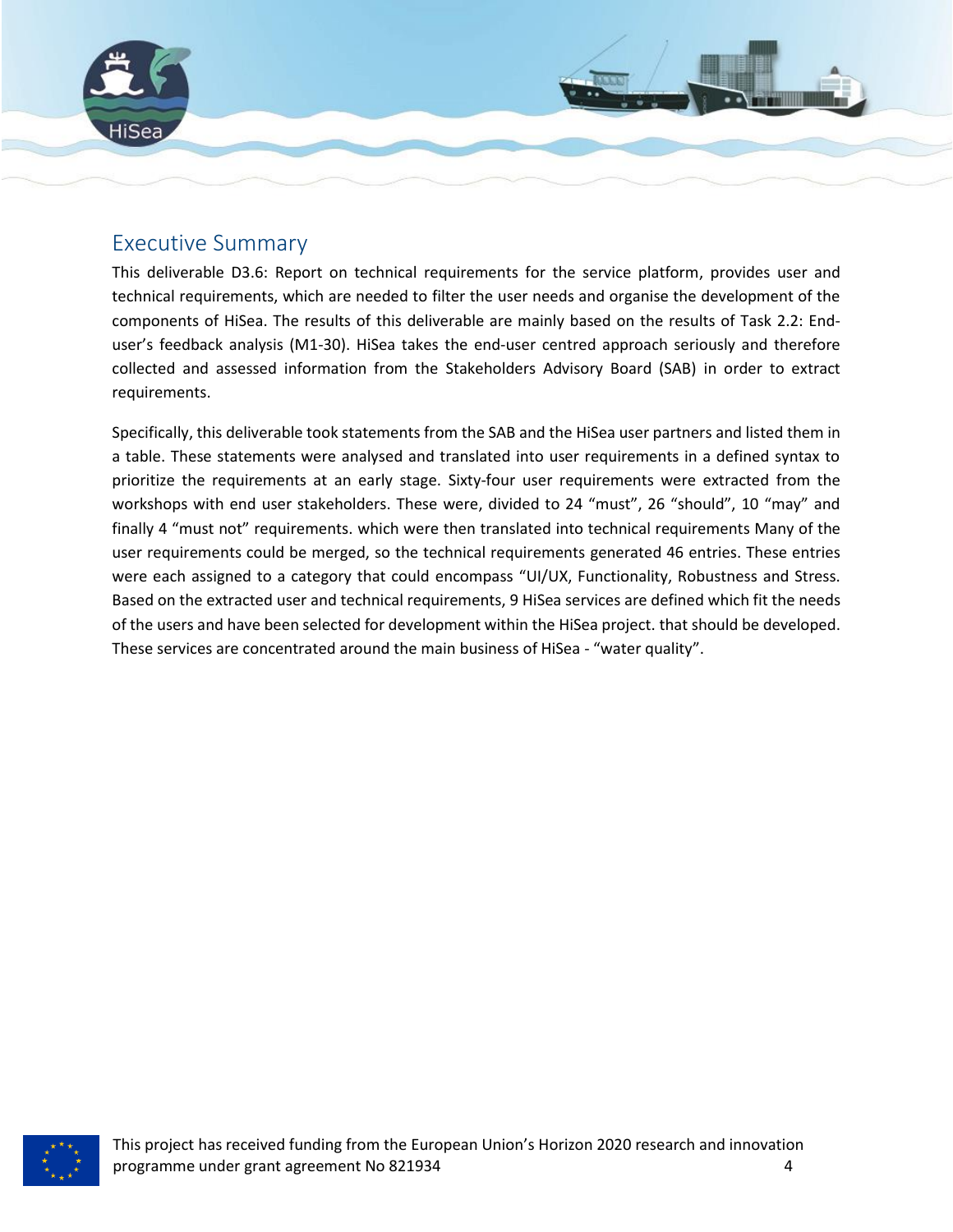## Executive Summary

This deliverable D3.6: Report on technical requirements for the service platform, provides user and technical requirements, which are needed to filter the user needs and organise the development of the components of HiSea. The results of this deliverable are mainly based on the results of Task 2.2: End-user's feedback analysis (M1-30). HiSea takes the end-user centred approach seriously and therefore collected and assessed information from the Stakeholders Advisory Board (SAB) in order to extract requirements.

Specifically, this deliverable took statements from the SAB and the HiSea user partners and listed them in a table. These statements were analysed and translated into user requirements in a defined syntax to prioritize the requirements at an early stage. Sixty-four user requirements were extracted from the workshops with end user stakeholders. These were, divided to 24 "must", 26 "should", 10 "may" and finally 4 "must not" requirements. which were then translated into technical requirements Many of the user requirements could be merged, so the technical requirements generated 46 entries. These entries were each assigned to a category that could encompass "UI/UX, Functionality, Robustness and Stress. Based on the extracted user and technical requirements, 9 HiSea services are defined which fit the needs of the users and have been selected for development within the HiSea project. that should be developed. These services are concentrated around the main business of HiSea - "water quality".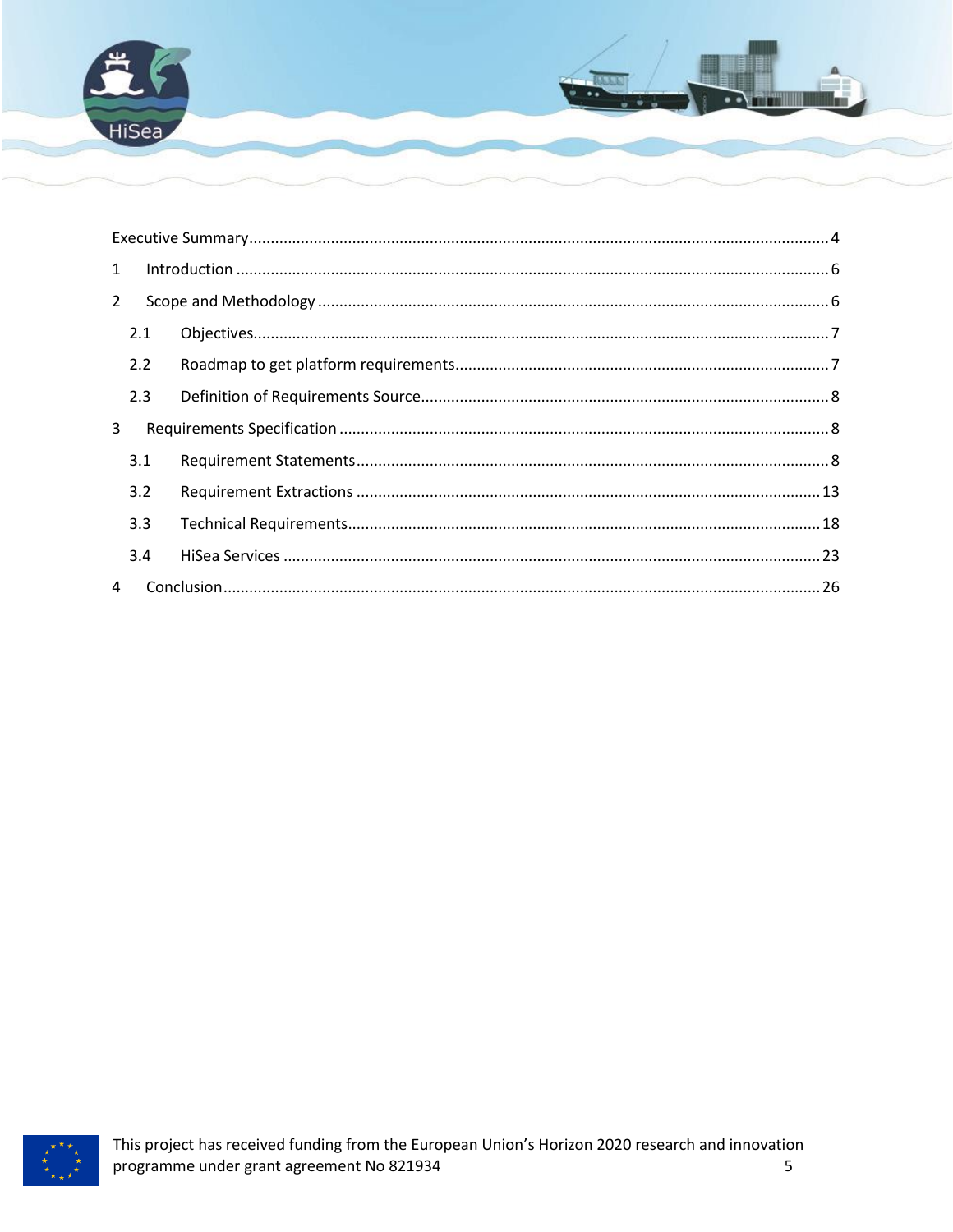Executive Summary .......... 4

1 Introduction .......... 6

2 Scope and Methodology .......... 6

2.1 Objectives .......... 7

2.2 Roadmap to get platform requirements .......... 7

2.3 Definition of Requirements Source .......... 8

3 Requirements Specification .......... 8

3.1 Requirement Statements .......... 8

3.2 Requirement Extractions .......... 13

3.3 Technical Requirements .......... 18

3.4 HiSea Services .......... 23

4 Conclusion .......... 26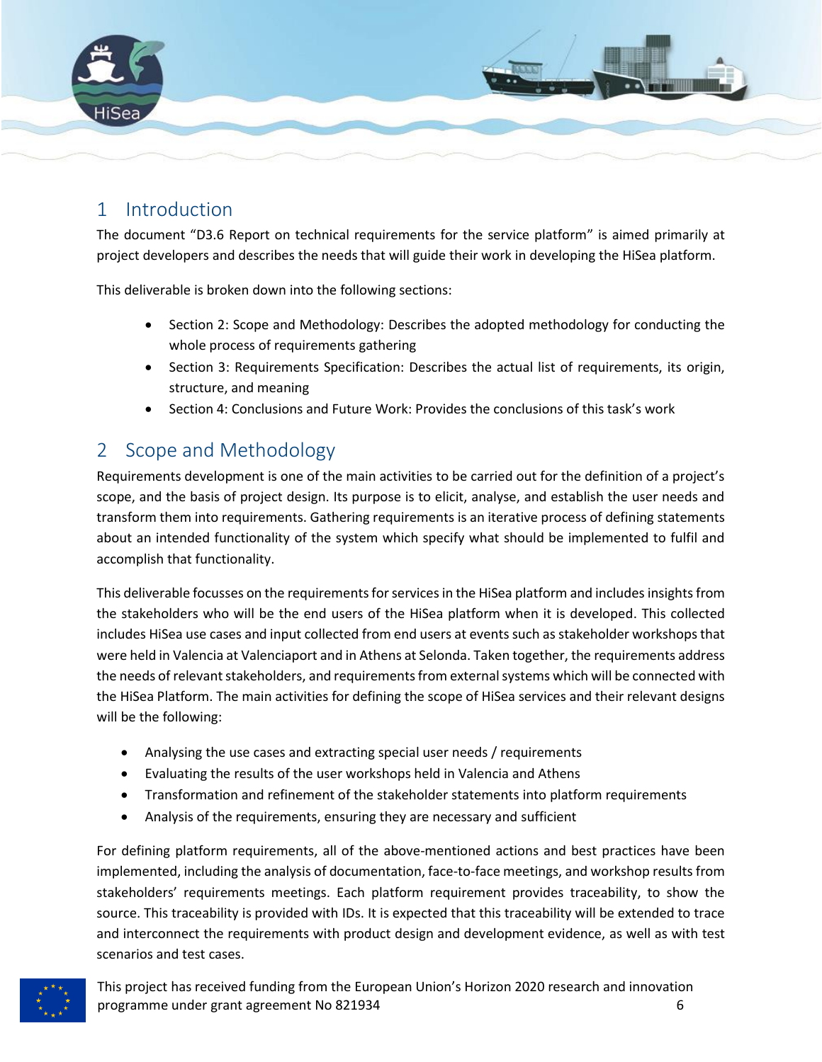# 1 Introduction

The document "D3.6 Report on technical requirements for the service platform" is aimed primarily at project developers and describes the needs that will guide their work in developing the HiSea platform.

This deliverable is broken down into the following sections:

- Section 2: Scope and Methodology: Describes the adopted methodology for conducting the whole process of requirements gathering
- Section 3: Requirements Specification: Describes the actual list of requirements, its origin, structure, and meaning
- Section 4: Conclusions and Future Work: Provides the conclusions of this task's work

# 2 Scope and Methodology

Requirements development is one of the main activities to be carried out for the definition of a project's scope, and the basis of project design. Its purpose is to elicit, analyse, and establish the user needs and transform them into requirements. Gathering requirements is an iterative process of defining statements about an intended functionality of the system which specify what should be implemented to fulfil and accomplish that functionality.

This deliverable focusses on the requirements for services in the HiSea platform and includes insights from the stakeholders who will be the end users of the HiSea platform when it is developed. This collected includes HiSea use cases and input collected from end users at events such as stakeholder workshops that were held in Valencia at Valenciaport and in Athens at Selonda. Taken together, the requirements address the needs of relevant stakeholders, and requirements from external systems which will be connected with the HiSea Platform. The main activities for defining the scope of HiSea services and their relevant designs will be the following:

- Analysing the use cases and extracting special user needs / requirements
- Evaluating the results of the user workshops held in Valencia and Athens
- Transformation and refinement of the stakeholder statements into platform requirements
- Analysis of the requirements, ensuring they are necessary and sufficient

For defining platform requirements, all of the above-mentioned actions and best practices have been implemented, including the analysis of documentation, face-to-face meetings, and workshop results from stakeholders' requirements meetings. Each platform requirement provides traceability, to show the source. This traceability is provided with IDs. It is expected that this traceability will be extended to trace and interconnect the requirements with product design and development evidence, as well as with test scenarios and test cases.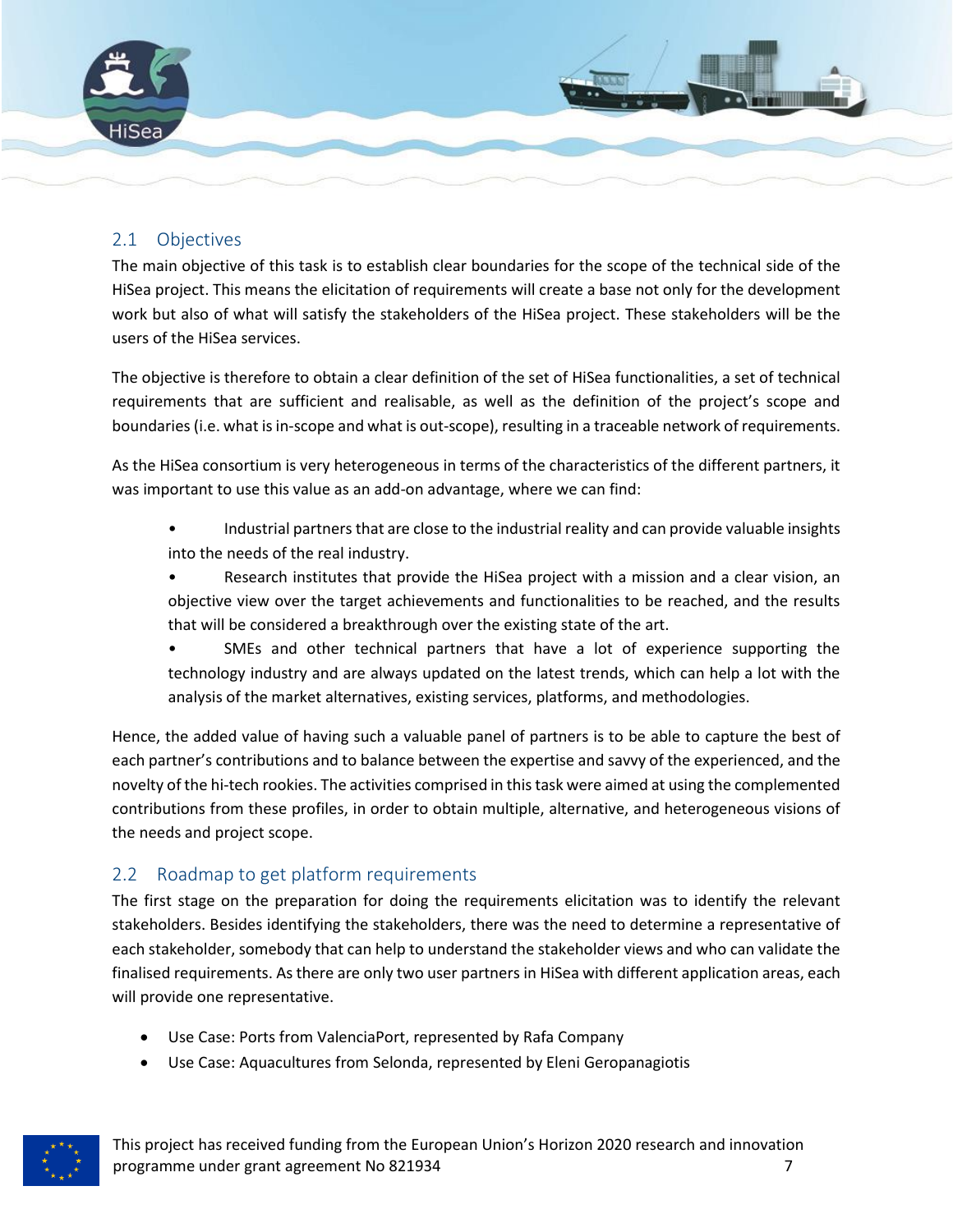## 2.1 Objectives

The main objective of this task is to establish clear boundaries for the scope of the technical side of the HiSea project. This means the elicitation of requirements will create a base not only for the development work but also of what will satisfy the stakeholders of the HiSea project. These stakeholders will be the users of the HiSea services.

The objective is therefore to obtain a clear definition of the set of HiSea functionalities, a set of technical requirements that are sufficient and realisable, as well as the definition of the project's scope and boundaries (i.e. what is in-scope and what is out-scope), resulting in a traceable network of requirements.

As the HiSea consortium is very heterogeneous in terms of the characteristics of the different partners, it was important to use this value as an add-on advantage, where we can find:

- Industrial partners that are close to the industrial reality and can provide valuable insights into the needs of the real industry.
- Research institutes that provide the HiSea project with a mission and a clear vision, an objective view over the target achievements and functionalities to be reached, and the results that will be considered a breakthrough over the existing state of the art.
- SMEs and other technical partners that have a lot of experience supporting the technology industry and are always updated on the latest trends, which can help a lot with the analysis of the market alternatives, existing services, platforms, and methodologies.

Hence, the added value of having such a valuable panel of partners is to be able to capture the best of each partner's contributions and to balance between the expertise and savvy of the experienced, and the novelty of the hi-tech rookies. The activities comprised in this task were aimed at using the complemented contributions from these profiles, in order to obtain multiple, alternative, and heterogeneous visions of the needs and project scope.

## 2.2 Roadmap to get platform requirements

The first stage on the preparation for doing the requirements elicitation was to identify the relevant stakeholders. Besides identifying the stakeholders, there was the need to determine a representative of each stakeholder, somebody that can help to understand the stakeholder views and who can validate the finalised requirements. As there are only two user partners in HiSea with different application areas, each will provide one representative.

- Use Case: Ports from ValenciaPort, represented by Rafa Company
- Use Case: Aquacultures from Selonda, represented by Eleni Geropanagiotis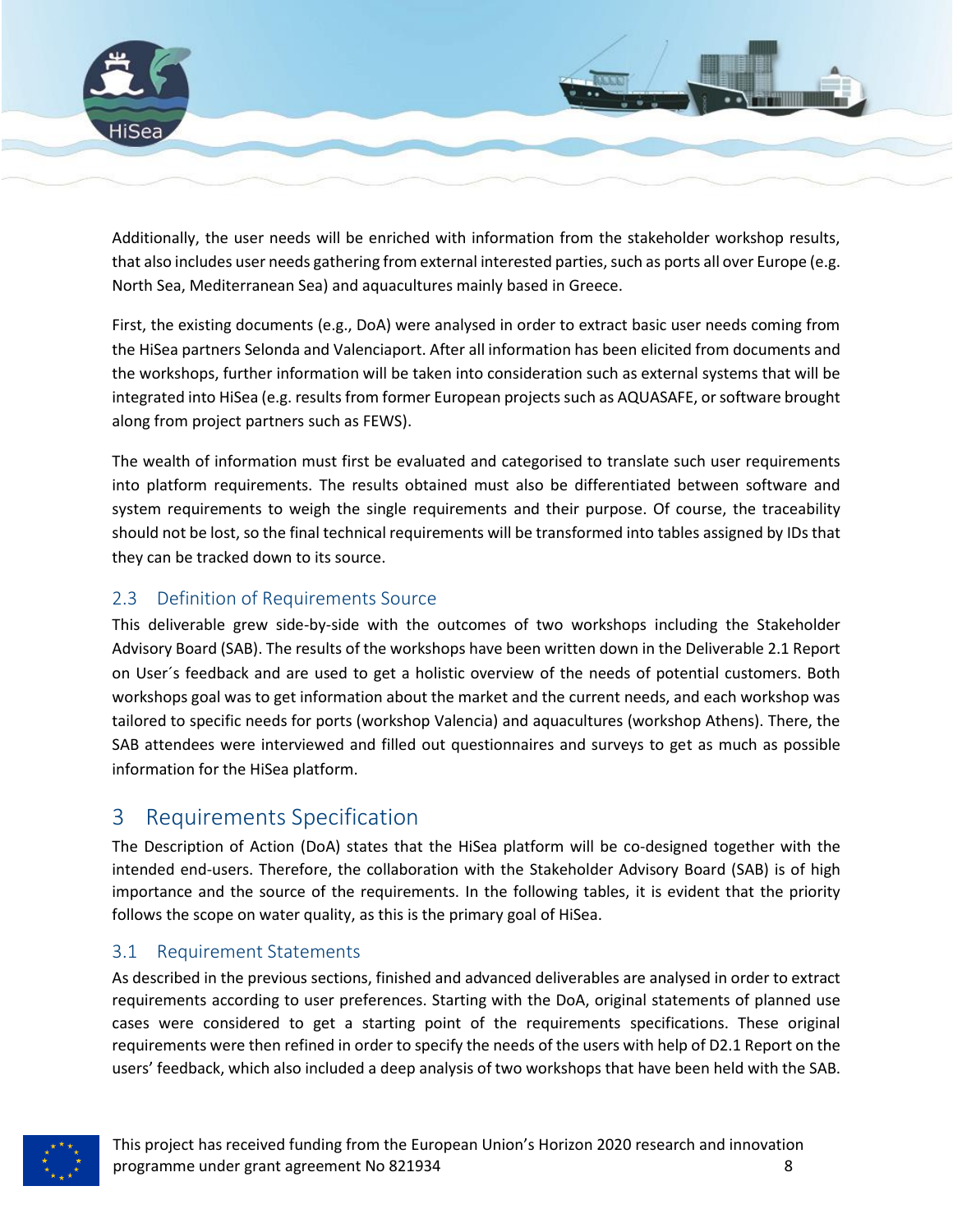Additionally, the user needs will be enriched with information from the stakeholder workshop results, that also includes user needs gathering from external interested parties, such as ports all over Europe (e.g. North Sea, Mediterranean Sea) and aquacultures mainly based in Greece.

First, the existing documents (e.g., DoA) were analysed in order to extract basic user needs coming from the HiSea partners Selonda and Valenciaport. After all information has been elicited from documents and the workshops, further information will be taken into consideration such as external systems that will be integrated into HiSea (e.g. results from former European projects such as AQUASAFE, or software brought along from project partners such as FEWS).

The wealth of information must first be evaluated and categorised to translate such user requirements into platform requirements. The results obtained must also be differentiated between software and system requirements to weigh the single requirements and their purpose. Of course, the traceability should not be lost, so the final technical requirements will be transformed into tables assigned by IDs that they can be tracked down to its source.

## 2.3 Definition of Requirements Source

This deliverable grew side-by-side with the outcomes of two workshops including the Stakeholder Advisory Board (SAB). The results of the workshops have been written down in the Deliverable 2.1 Report on User´s feedback and are used to get a holistic overview of the needs of potential customers. Both workshops goal was to get information about the market and the current needs, and each workshop was tailored to specific needs for ports (workshop Valencia) and aquacultures (workshop Athens). There, the SAB attendees were interviewed and filled out questionnaires and surveys to get as much as possible information for the HiSea platform.

# 3 Requirements Specification

The Description of Action (DoA) states that the HiSea platform will be co-designed together with the intended end-users. Therefore, the collaboration with the Stakeholder Advisory Board (SAB) is of high importance and the source of the requirements. In the following tables, it is evident that the priority follows the scope on water quality, as this is the primary goal of HiSea.

## 3.1 Requirement Statements

As described in the previous sections, finished and advanced deliverables are analysed in order to extract requirements according to user preferences. Starting with the DoA, original statements of planned use cases were considered to get a starting point of the requirements specifications. These original requirements were then refined in order to specify the needs of the users with help of D2.1 Report on the users' feedback, which also included a deep analysis of two workshops that have been held with the SAB.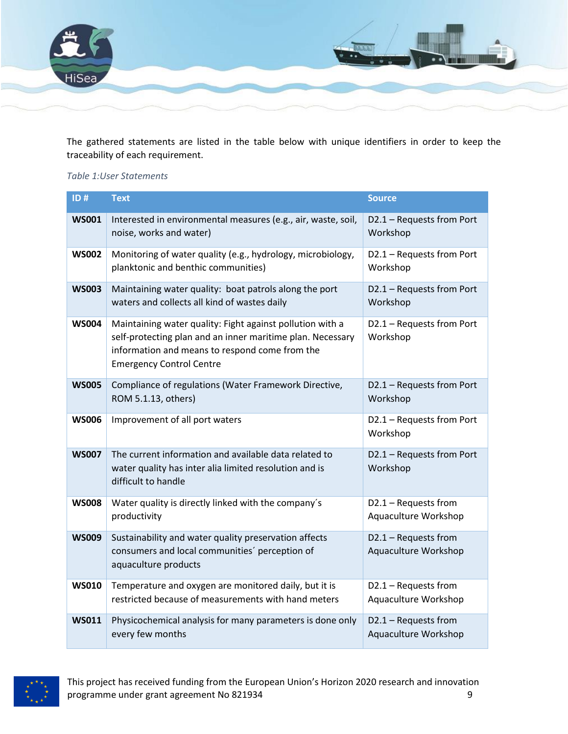The gathered statements are listed in the table below with unique identifiers in order to keep the traceability of each requirement.

*Table 1:User Statements*

| ID # | Text | Source |
|---|---|---|
| **WS001** | Interested in environmental measures (e.g., air, waste, soil, noise, works and water) | D2.1 – Requests from Port Workshop |
| **WS002** | Monitoring of water quality (e.g., hydrology, microbiology, planktonic and benthic communities) | D2.1 – Requests from Port Workshop |
| **WS003** | Maintaining water quality: boat patrols along the port waters and collects all kind of wastes daily | D2.1 – Requests from Port Workshop |
| **WS004** | Maintaining water quality: Fight against pollution with a self-protecting plan and an inner maritime plan. Necessary information and means to respond come from the Emergency Control Centre | D2.1 – Requests from Port Workshop |
| **WS005** | Compliance of regulations (Water Framework Directive, ROM 5.1.13, others) | D2.1 – Requests from Port Workshop |
| **WS006** | Improvement of all port waters | D2.1 – Requests from Port Workshop |
| **WS007** | The current information and available data related to water quality has inter alia limited resolution and is difficult to handle | D2.1 – Requests from Port Workshop |
| **WS008** | Water quality is directly linked with the company´s productivity | D2.1 – Requests from Aquaculture Workshop |
| **WS009** | Sustainability and water quality preservation affects consumers and local communities´ perception of aquaculture products | D2.1 – Requests from Aquaculture Workshop |
| **WS010** | Temperature and oxygen are monitored daily, but it is restricted because of measurements with hand meters | D2.1 – Requests from Aquaculture Workshop |
| **WS011** | Physicochemical analysis for many parameters is done only every few months | D2.1 – Requests from Aquaculture Workshop |

This project has received funding from the European Union's Horizon 2020 research and innovation programme under grant agreement No 821934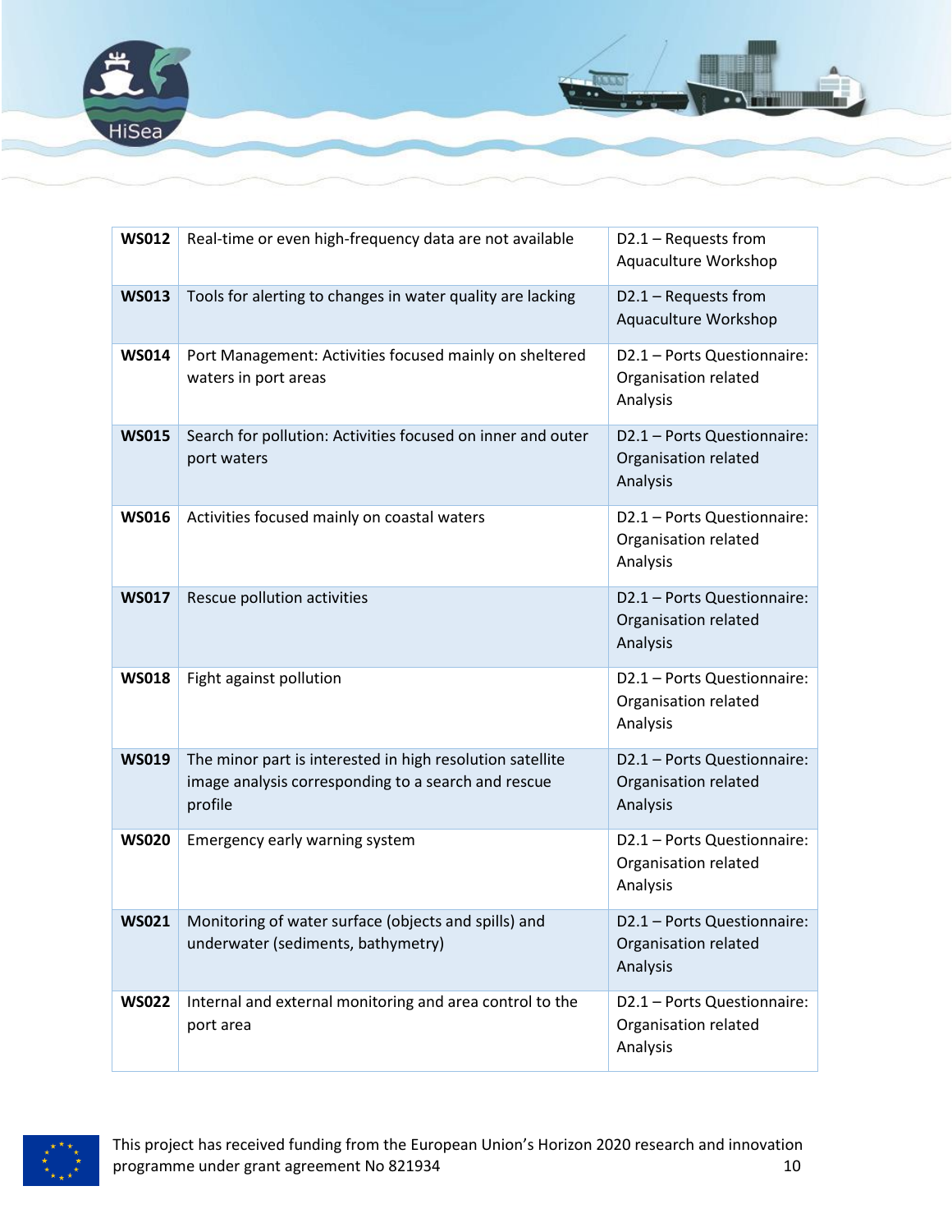| | | |
|---|---|---|
| **WS012** | Real-time or even high-frequency data are not available | D2.1 – Requests from Aquaculture Workshop |
| **WS013** | Tools for alerting to changes in water quality are lacking | D2.1 – Requests from Aquaculture Workshop |
| **WS014** | Port Management: Activities focused mainly on sheltered waters in port areas | D2.1 – Ports Questionnaire: Organisation related Analysis |
| **WS015** | Search for pollution: Activities focused on inner and outer port waters | D2.1 – Ports Questionnaire: Organisation related Analysis |
| **WS016** | Activities focused mainly on coastal waters | D2.1 – Ports Questionnaire: Organisation related Analysis |
| **WS017** | Rescue pollution activities | D2.1 – Ports Questionnaire: Organisation related Analysis |
| **WS018** | Fight against pollution | D2.1 – Ports Questionnaire: Organisation related Analysis |
| **WS019** | The minor part is interested in high resolution satellite image analysis corresponding to a search and rescue profile | D2.1 – Ports Questionnaire: Organisation related Analysis |
| **WS020** | Emergency early warning system | D2.1 – Ports Questionnaire: Organisation related Analysis |
| **WS021** | Monitoring of water surface (objects and spills) and underwater (sediments, bathymetry) | D2.1 – Ports Questionnaire: Organisation related Analysis |
| **WS022** | Internal and external monitoring and area control to the port area | D2.1 – Ports Questionnaire: Organisation related Analysis |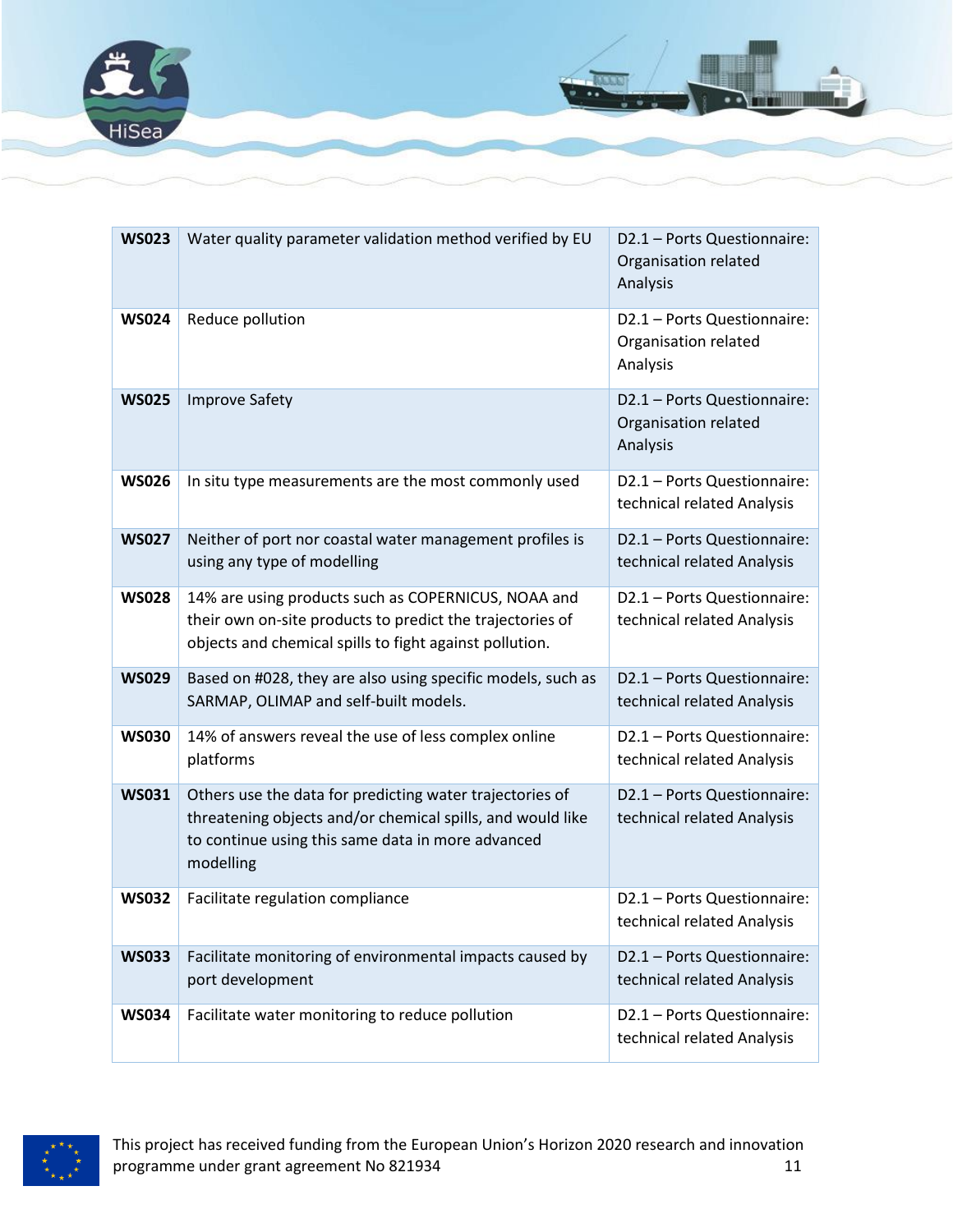| | | |
|---|---|---|
| **WS023** | Water quality parameter validation method verified by EU | D2.1 – Ports Questionnaire: Organisation related Analysis |
| **WS024** | Reduce pollution | D2.1 – Ports Questionnaire: Organisation related Analysis |
| **WS025** | Improve Safety | D2.1 – Ports Questionnaire: Organisation related Analysis |
| **WS026** | In situ type measurements are the most commonly used | D2.1 – Ports Questionnaire: technical related Analysis |
| **WS027** | Neither of port nor coastal water management profiles is using any type of modelling | D2.1 – Ports Questionnaire: technical related Analysis |
| **WS028** | 14% are using products such as COPERNICUS, NOAA and their own on-site products to predict the trajectories of objects and chemical spills to fight against pollution. | D2.1 – Ports Questionnaire: technical related Analysis |
| **WS029** | Based on #028, they are also using specific models, such as SARMAP, OLIMAP and self-built models. | D2.1 – Ports Questionnaire: technical related Analysis |
| **WS030** | 14% of answers reveal the use of less complex online platforms | D2.1 – Ports Questionnaire: technical related Analysis |
| **WS031** | Others use the data for predicting water trajectories of threatening objects and/or chemical spills, and would like to continue using this same data in more advanced modelling | D2.1 – Ports Questionnaire: technical related Analysis |
| **WS032** | Facilitate regulation compliance | D2.1 – Ports Questionnaire: technical related Analysis |
| **WS033** | Facilitate monitoring of environmental impacts caused by port development | D2.1 – Ports Questionnaire: technical related Analysis |
| **WS034** | Facilitate water monitoring to reduce pollution | D2.1 – Ports Questionnaire: technical related Analysis |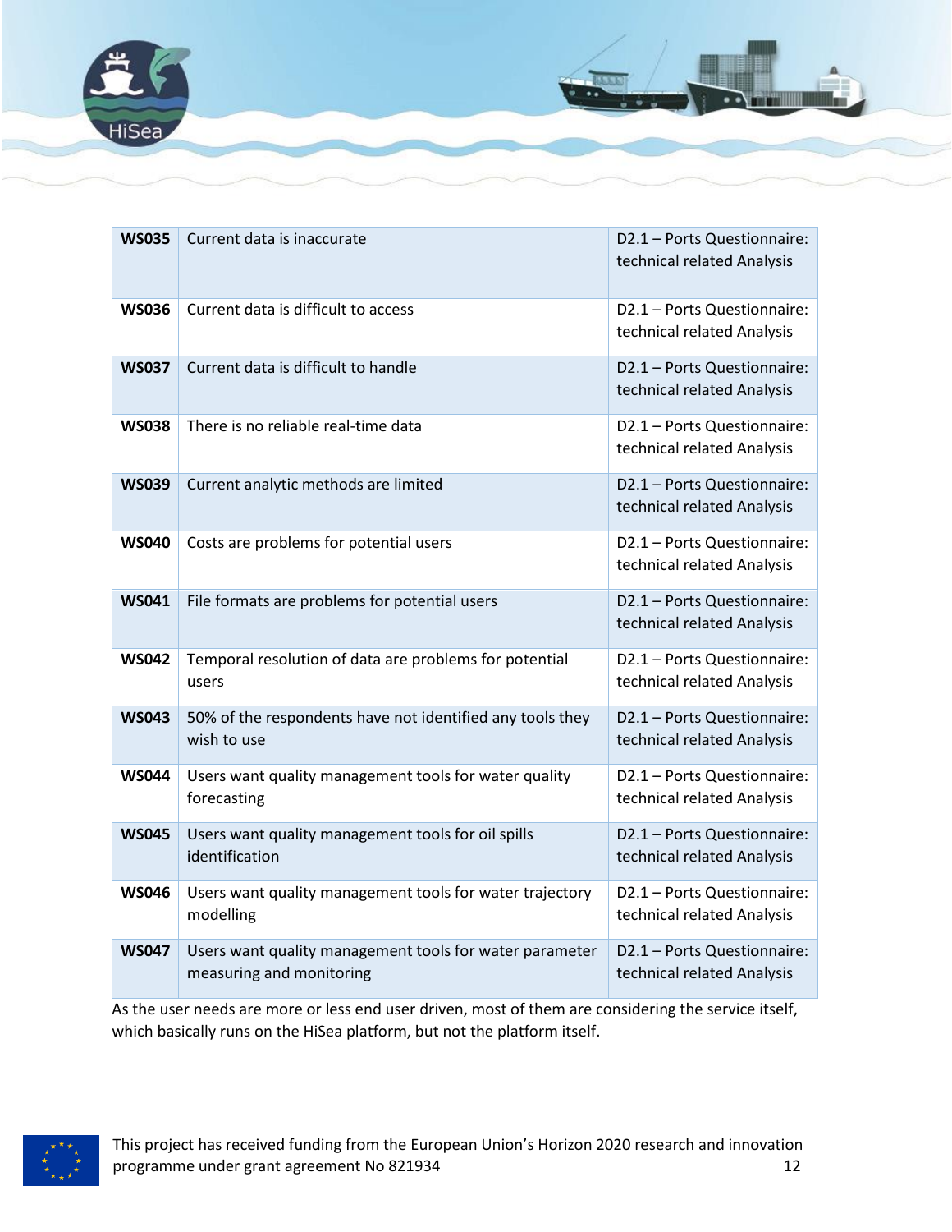| | | |
|---|---|---|
| **WS035** | Current data is inaccurate | D2.1 – Ports Questionnaire: technical related Analysis |
| **WS036** | Current data is difficult to access | D2.1 – Ports Questionnaire: technical related Analysis |
| **WS037** | Current data is difficult to handle | D2.1 – Ports Questionnaire: technical related Analysis |
| **WS038** | There is no reliable real-time data | D2.1 – Ports Questionnaire: technical related Analysis |
| **WS039** | Current analytic methods are limited | D2.1 – Ports Questionnaire: technical related Analysis |
| **WS040** | Costs are problems for potential users | D2.1 – Ports Questionnaire: technical related Analysis |
| **WS041** | File formats are problems for potential users | D2.1 – Ports Questionnaire: technical related Analysis |
| **WS042** | Temporal resolution of data are problems for potential users | D2.1 – Ports Questionnaire: technical related Analysis |
| **WS043** | 50% of the respondents have not identified any tools they wish to use | D2.1 – Ports Questionnaire: technical related Analysis |
| **WS044** | Users want quality management tools for water quality forecasting | D2.1 – Ports Questionnaire: technical related Analysis |
| **WS045** | Users want quality management tools for oil spills identification | D2.1 – Ports Questionnaire: technical related Analysis |
| **WS046** | Users want quality management tools for water trajectory modelling | D2.1 – Ports Questionnaire: technical related Analysis |
| **WS047** | Users want quality management tools for water parameter measuring and monitoring | D2.1 – Ports Questionnaire: technical related Analysis |

As the user needs are more or less end user driven, most of them are considering the service itself, which basically runs on the HiSea platform, but not the platform itself.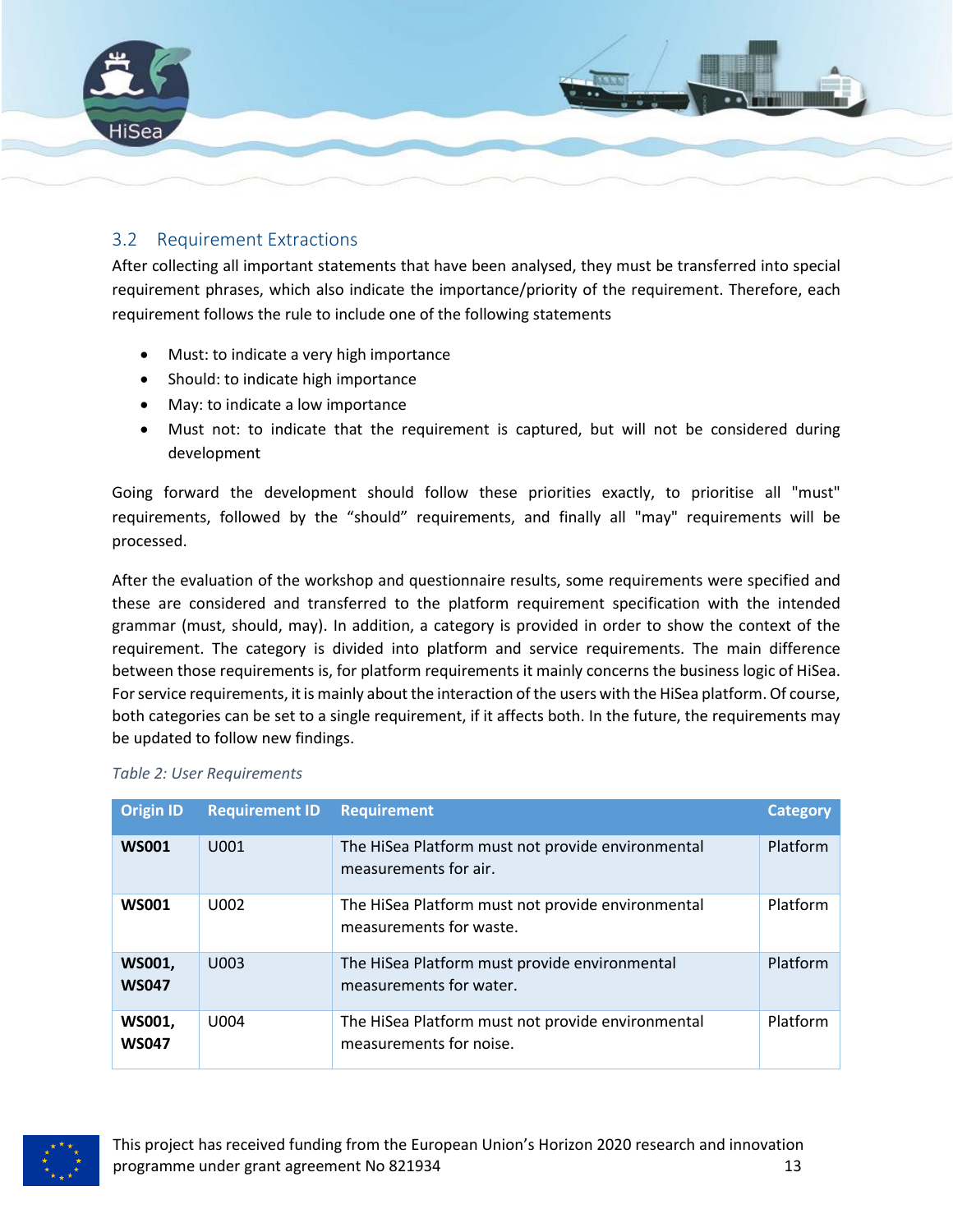## 3.2 Requirement Extractions

After collecting all important statements that have been analysed, they must be transferred into special requirement phrases, which also indicate the importance/priority of the requirement. Therefore, each requirement follows the rule to include one of the following statements

- Must: to indicate a very high importance
- Should: to indicate high importance
- May: to indicate a low importance
- Must not: to indicate that the requirement is captured, but will not be considered during development

Going forward the development should follow these priorities exactly, to prioritise all "must" requirements, followed by the "should" requirements, and finally all "may" requirements will be processed.

After the evaluation of the workshop and questionnaire results, some requirements were specified and these are considered and transferred to the platform requirement specification with the intended grammar (must, should, may). In addition, a category is provided in order to show the context of the requirement. The category is divided into platform and service requirements. The main difference between those requirements is, for platform requirements it mainly concerns the business logic of HiSea. For service requirements, it is mainly about the interaction of the users with the HiSea platform. Of course, both categories can be set to a single requirement, if it affects both. In the future, the requirements may be updated to follow new findings.

*Table 2: User Requirements*

| Origin ID | Requirement ID | Requirement | Category |
|---|---|---|---|
| **WS001** | U001 | The HiSea Platform must not provide environmental measurements for air. | Platform |
| **WS001** | U002 | The HiSea Platform must not provide environmental measurements for waste. | Platform |
| **WS001, WS047** | U003 | The HiSea Platform must provide environmental measurements for water. | Platform |
| **WS001, WS047** | U004 | The HiSea Platform must not provide environmental measurements for noise. | Platform |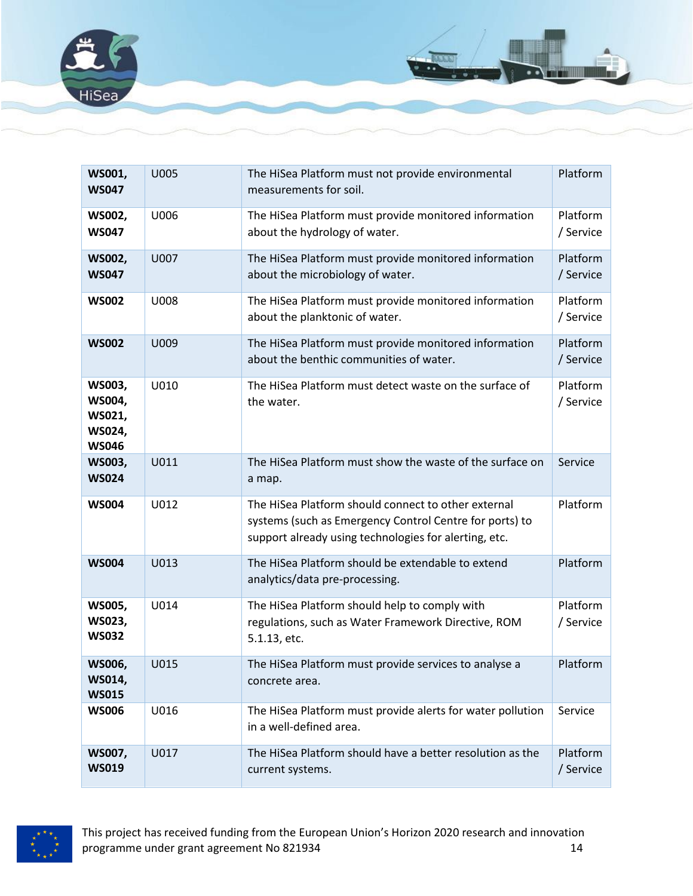| | | | |
|---|---|---|---|
| **WS001, WS047** | U005 | The HiSea Platform must not provide environmental measurements for soil. | Platform |
| **WS002, WS047** | U006 | The HiSea Platform must provide monitored information about the hydrology of water. | Platform / Service |
| **WS002, WS047** | U007 | The HiSea Platform must provide monitored information about the microbiology of water. | Platform / Service |
| **WS002** | U008 | The HiSea Platform must provide monitored information about the planktonic of water. | Platform / Service |
| **WS002** | U009 | The HiSea Platform must provide monitored information about the benthic communities of water. | Platform / Service |
| **WS003, WS004, WS021, WS024, WS046** | U010 | The HiSea Platform must detect waste on the surface of the water. | Platform / Service |
| **WS003, WS024** | U011 | The HiSea Platform must show the waste of the surface on a map. | Service |
| **WS004** | U012 | The HiSea Platform should connect to other external systems (such as Emergency Control Centre for ports) to support already using technologies for alerting, etc. | Platform |
| **WS004** | U013 | The HiSea Platform should be extendable to extend analytics/data pre-processing. | Platform |
| **WS005, WS023, WS032** | U014 | The HiSea Platform should help to comply with regulations, such as Water Framework Directive, ROM 5.1.13, etc. | Platform / Service |
| **WS006, WS014, WS015** | U015 | The HiSea Platform must provide services to analyse a concrete area. | Platform |
| **WS006** | U016 | The HiSea Platform must provide alerts for water pollution in a well-defined area. | Service |
| **WS007, WS019** | U017 | The HiSea Platform should have a better resolution as the current systems. | Platform / Service |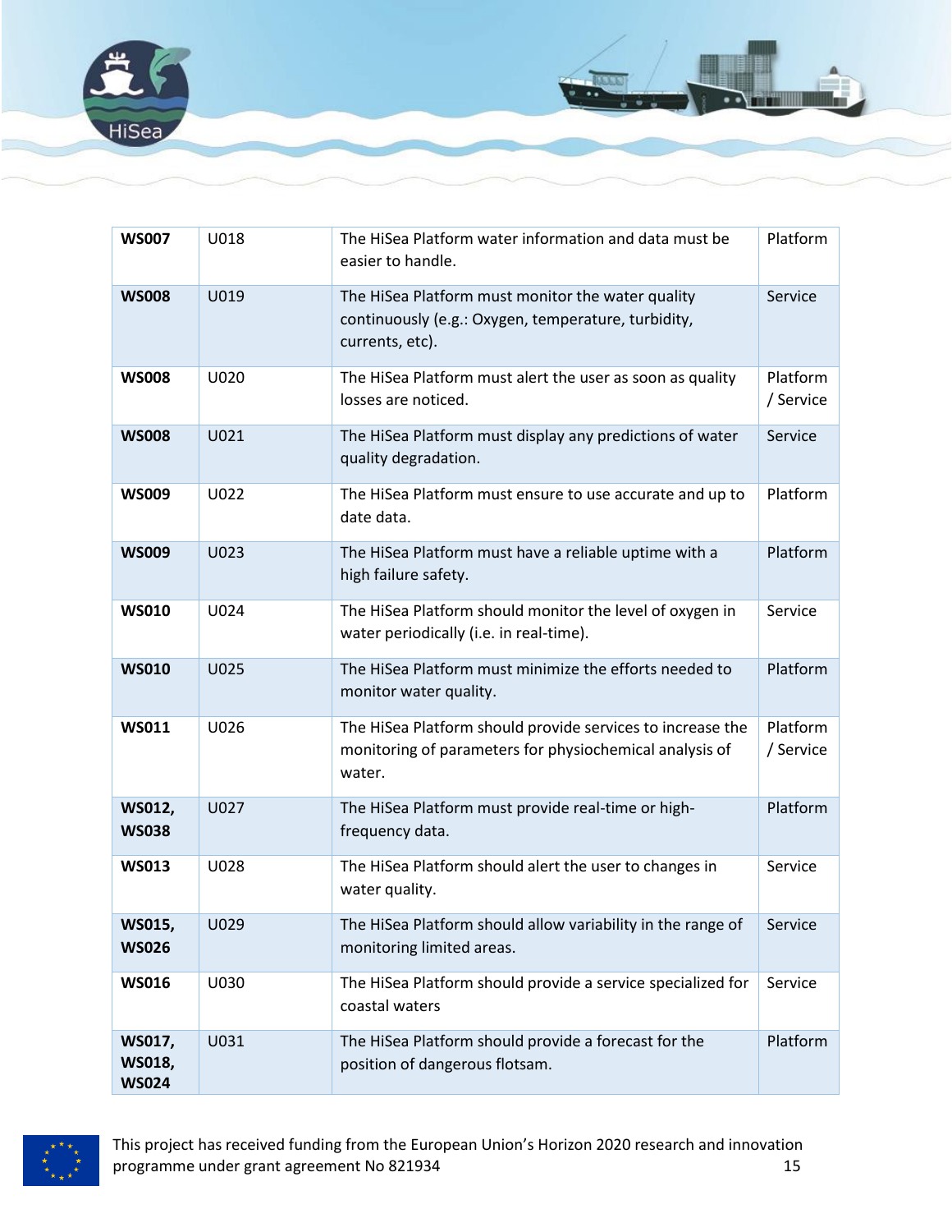| | | | |
|---|---|---|---|
| **WS007** | U018 | The HiSea Platform water information and data must be easier to handle. | Platform |
| **WS008** | U019 | The HiSea Platform must monitor the water quality continuously (e.g.: Oxygen, temperature, turbidity, currents, etc). | Service |
| **WS008** | U020 | The HiSea Platform must alert the user as soon as quality losses are noticed. | Platform / Service |
| **WS008** | U021 | The HiSea Platform must display any predictions of water quality degradation. | Service |
| **WS009** | U022 | The HiSea Platform must ensure to use accurate and up to date data. | Platform |
| **WS009** | U023 | The HiSea Platform must have a reliable uptime with a high failure safety. | Platform |
| **WS010** | U024 | The HiSea Platform should monitor the level of oxygen in water periodically (i.e. in real-time). | Service |
| **WS010** | U025 | The HiSea Platform must minimize the efforts needed to monitor water quality. | Platform |
| **WS011** | U026 | The HiSea Platform should provide services to increase the monitoring of parameters for physiochemical analysis of water. | Platform / Service |
| **WS012, WS038** | U027 | The HiSea Platform must provide real-time or high-frequency data. | Platform |
| **WS013** | U028 | The HiSea Platform should alert the user to changes in water quality. | Service |
| **WS015, WS026** | U029 | The HiSea Platform should allow variability in the range of monitoring limited areas. | Service |
| **WS016** | U030 | The HiSea Platform should provide a service specialized for coastal waters | Service |
| **WS017, WS018, WS024** | U031 | The HiSea Platform should provide a forecast for the position of dangerous flotsam. | Platform |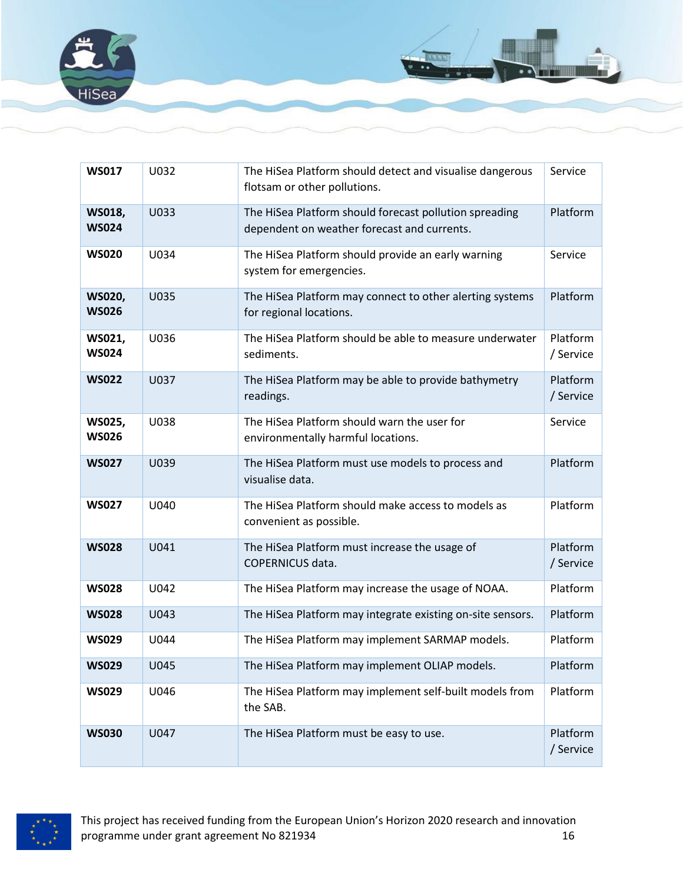| **WS017** | U032 | The HiSea Platform should detect and visualise dangerous flotsam or other pollutions. | Service |
|---|---|---|---|
| **WS018, WS024** | U033 | The HiSea Platform should forecast pollution spreading dependent on weather forecast and currents. | Platform |
| **WS020** | U034 | The HiSea Platform should provide an early warning system for emergencies. | Service |
| **WS020, WS026** | U035 | The HiSea Platform may connect to other alerting systems for regional locations. | Platform |
| **WS021, WS024** | U036 | The HiSea Platform should be able to measure underwater sediments. | Platform / Service |
| **WS022** | U037 | The HiSea Platform may be able to provide bathymetry readings. | Platform / Service |
| **WS025, WS026** | U038 | The HiSea Platform should warn the user for environmentally harmful locations. | Service |
| **WS027** | U039 | The HiSea Platform must use models to process and visualise data. | Platform |
| **WS027** | U040 | The HiSea Platform should make access to models as convenient as possible. | Platform |
| **WS028** | U041 | The HiSea Platform must increase the usage of COPERNICUS data. | Platform / Service |
| **WS028** | U042 | The HiSea Platform may increase the usage of NOAA. | Platform |
| **WS028** | U043 | The HiSea Platform may integrate existing on-site sensors. | Platform |
| **WS029** | U044 | The HiSea Platform may implement SARMAP models. | Platform |
| **WS029** | U045 | The HiSea Platform may implement OLIAP models. | Platform |
| **WS029** | U046 | The HiSea Platform may implement self-built models from the SAB. | Platform |
| **WS030** | U047 | The HiSea Platform must be easy to use. | Platform / Service |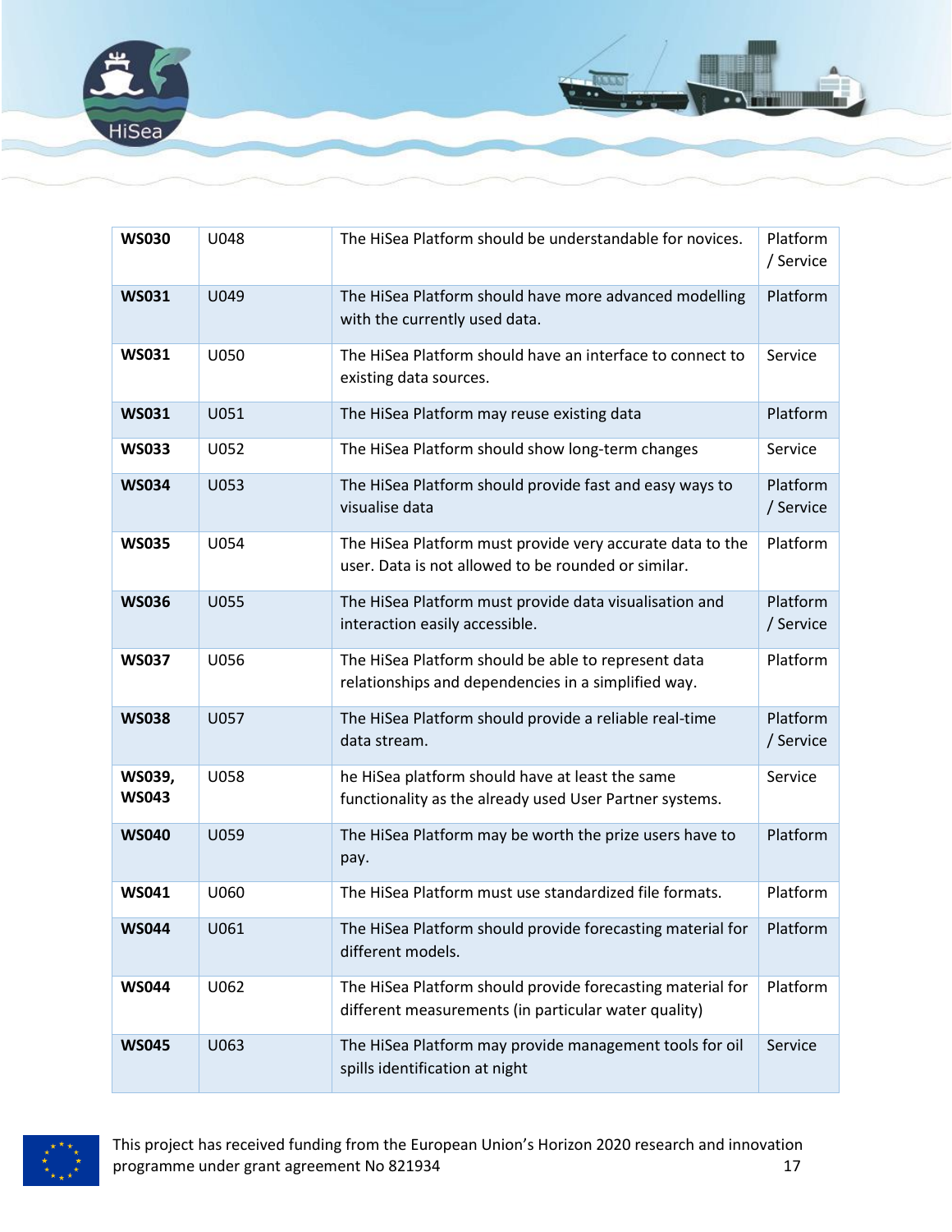| **WS030** | U048 | The HiSea Platform should be understandable for novices. | Platform / Service |
|---|---|---|---|
| **WS031** | U049 | The HiSea Platform should have more advanced modelling with the currently used data. | Platform |
| **WS031** | U050 | The HiSea Platform should have an interface to connect to existing data sources. | Service |
| **WS031** | U051 | The HiSea Platform may reuse existing data | Platform |
| **WS033** | U052 | The HiSea Platform should show long-term changes | Service |
| **WS034** | U053 | The HiSea Platform should provide fast and easy ways to visualise data | Platform / Service |
| **WS035** | U054 | The HiSea Platform must provide very accurate data to the user. Data is not allowed to be rounded or similar. | Platform |
| **WS036** | U055 | The HiSea Platform must provide data visualisation and interaction easily accessible. | Platform / Service |
| **WS037** | U056 | The HiSea Platform should be able to represent data relationships and dependencies in a simplified way. | Platform |
| **WS038** | U057 | The HiSea Platform should provide a reliable real-time data stream. | Platform / Service |
| **WS039, WS043** | U058 | he HiSea platform should have at least the same functionality as the already used User Partner systems. | Service |
| **WS040** | U059 | The HiSea Platform may be worth the prize users have to pay. | Platform |
| **WS041** | U060 | The HiSea Platform must use standardized file formats. | Platform |
| **WS044** | U061 | The HiSea Platform should provide forecasting material for different models. | Platform |
| **WS044** | U062 | The HiSea Platform should provide forecasting material for different measurements (in particular water quality) | Platform |
| **WS045** | U063 | The HiSea Platform may provide management tools for oil spills identification at night | Service |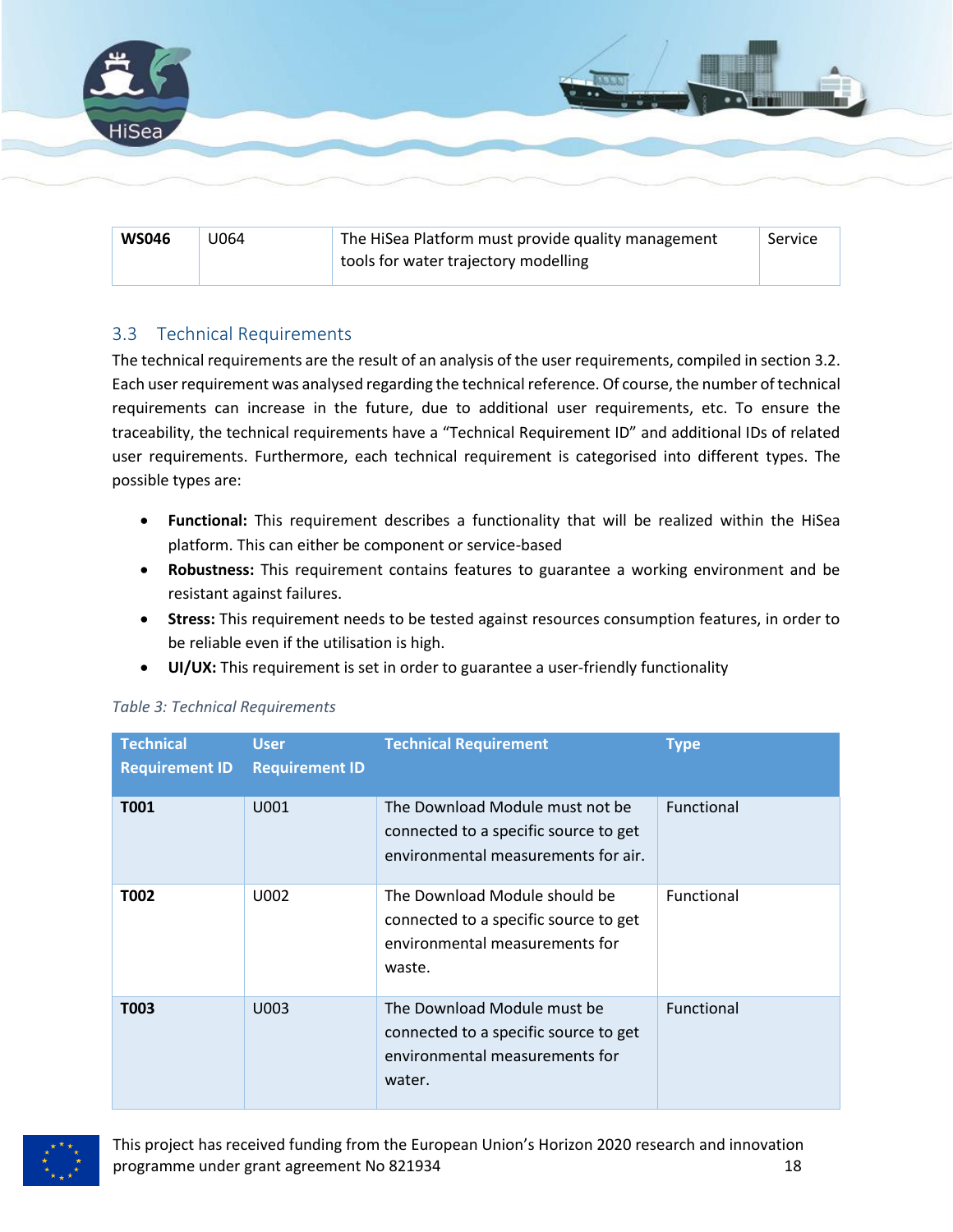| WS046 | U064 | The HiSea Platform must provide quality management tools for water trajectory modelling | Service |
|---|---|---|---|

## 3.3 Technical Requirements

The technical requirements are the result of an analysis of the user requirements, compiled in section 3.2. Each user requirement was analysed regarding the technical reference. Of course, the number of technical requirements can increase in the future, due to additional user requirements, etc. To ensure the traceability, the technical requirements have a "Technical Requirement ID" and additional IDs of related user requirements. Furthermore, each technical requirement is categorised into different types. The possible types are:

- **Functional:** This requirement describes a functionality that will be realized within the HiSea platform. This can either be component or service-based
- **Robustness:** This requirement contains features to guarantee a working environment and be resistant against failures.
- **Stress:** This requirement needs to be tested against resources consumption features, in order to be reliable even if the utilisation is high.
- **UI/UX:** This requirement is set in order to guarantee a user-friendly functionality

*Table 3: Technical Requirements*

| Technical Requirement ID | User Requirement ID | Technical Requirement | Type |
|---|---|---|---|
| **T001** | U001 | The Download Module must not be connected to a specific source to get environmental measurements for air. | Functional |
| **T002** | U002 | The Download Module should be connected to a specific source to get environmental measurements for waste. | Functional |
| **T003** | U003 | The Download Module must be connected to a specific source to get environmental measurements for water. | Functional |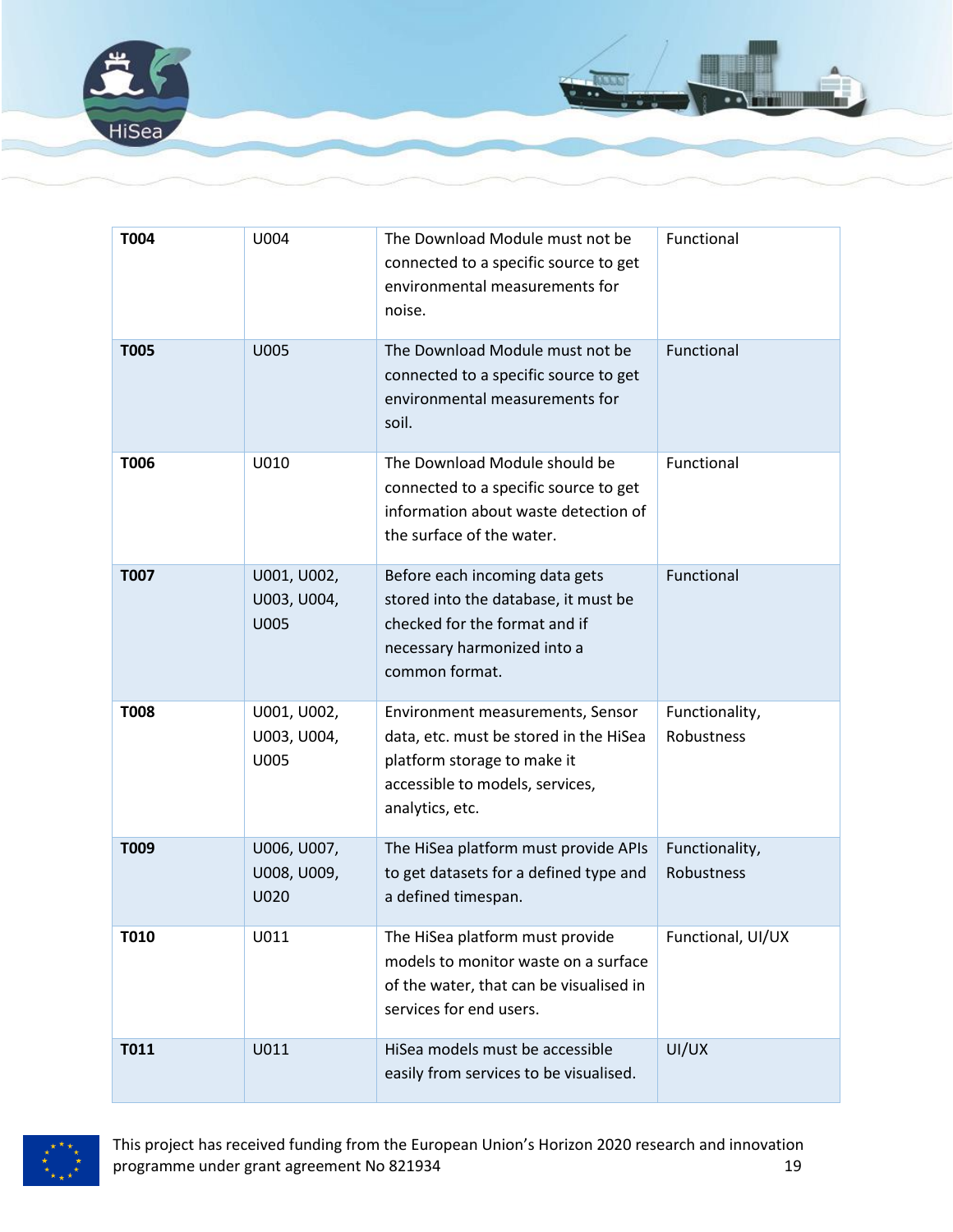| **T004** | U004 | The Download Module must not be connected to a specific source to get environmental measurements for noise. | Functional |
|---|---|---|---|
| **T005** | U005 | The Download Module must not be connected to a specific source to get environmental measurements for soil. | Functional |
| **T006** | U010 | The Download Module should be connected to a specific source to get information about waste detection of the surface of the water. | Functional |
| **T007** | U001, U002, U003, U004, U005 | Before each incoming data gets stored into the database, it must be checked for the format and if necessary harmonized into a common format. | Functional |
| **T008** | U001, U002, U003, U004, U005 | Environment measurements, Sensor data, etc. must be stored in the HiSea platform storage to make it accessible to models, services, analytics, etc. | Functionality, Robustness |
| **T009** | U006, U007, U008, U009, U020 | The HiSea platform must provide APIs to get datasets for a defined type and a defined timespan. | Functionality, Robustness |
| **T010** | U011 | The HiSea platform must provide models to monitor waste on a surface of the water, that can be visualised in services for end users. | Functional, UI/UX |
| **T011** | U011 | HiSea models must be accessible easily from services to be visualised. | UI/UX |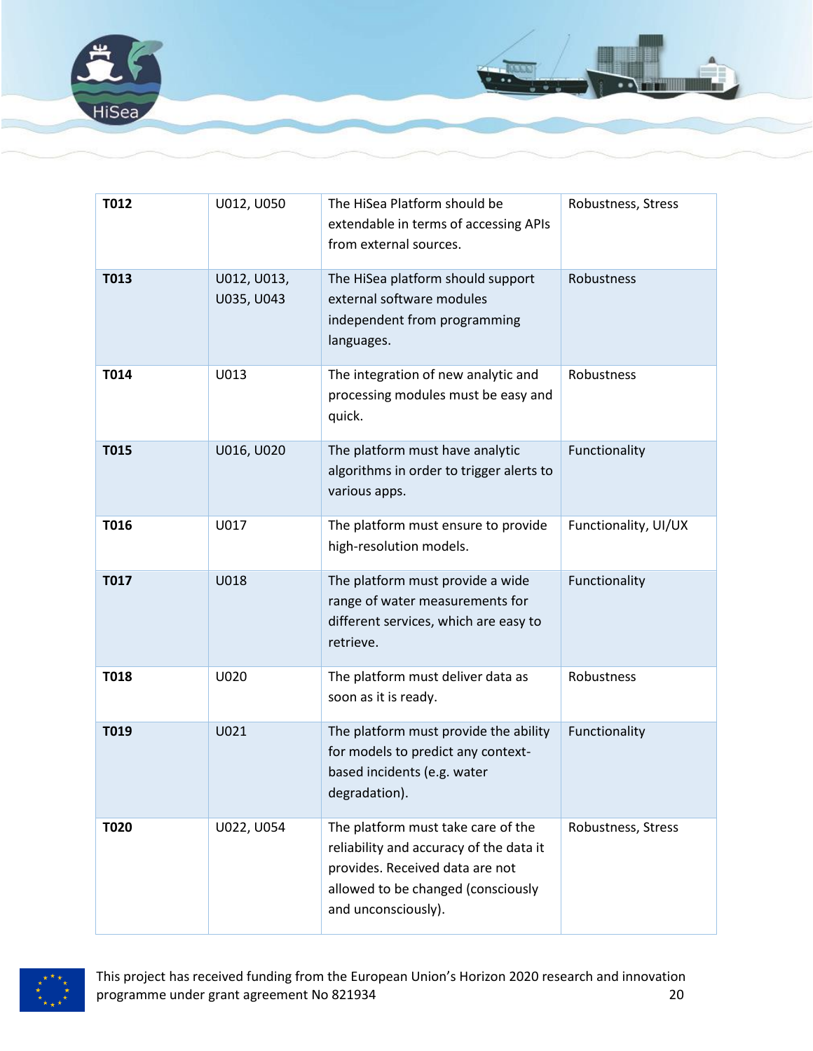| **T012** | U012, U050 | The HiSea Platform should be extendable in terms of accessing APIs from external sources. | Robustness, Stress |
|---|---|---|---|
| **T013** | U012, U013, U035, U043 | The HiSea platform should support external software modules independent from programming languages. | Robustness |
| **T014** | U013 | The integration of new analytic and processing modules must be easy and quick. | Robustness |
| **T015** | U016, U020 | The platform must have analytic algorithms in order to trigger alerts to various apps. | Functionality |
| **T016** | U017 | The platform must ensure to provide high-resolution models. | Functionality, UI/UX |
| **T017** | U018 | The platform must provide a wide range of water measurements for different services, which are easy to retrieve. | Functionality |
| **T018** | U020 | The platform must deliver data as soon as it is ready. | Robustness |
| **T019** | U021 | The platform must provide the ability for models to predict any context-based incidents (e.g. water degradation). | Functionality |
| **T020** | U022, U054 | The platform must take care of the reliability and accuracy of the data it provides. Received data are not allowed to be changed (consciously and unconsciously). | Robustness, Stress |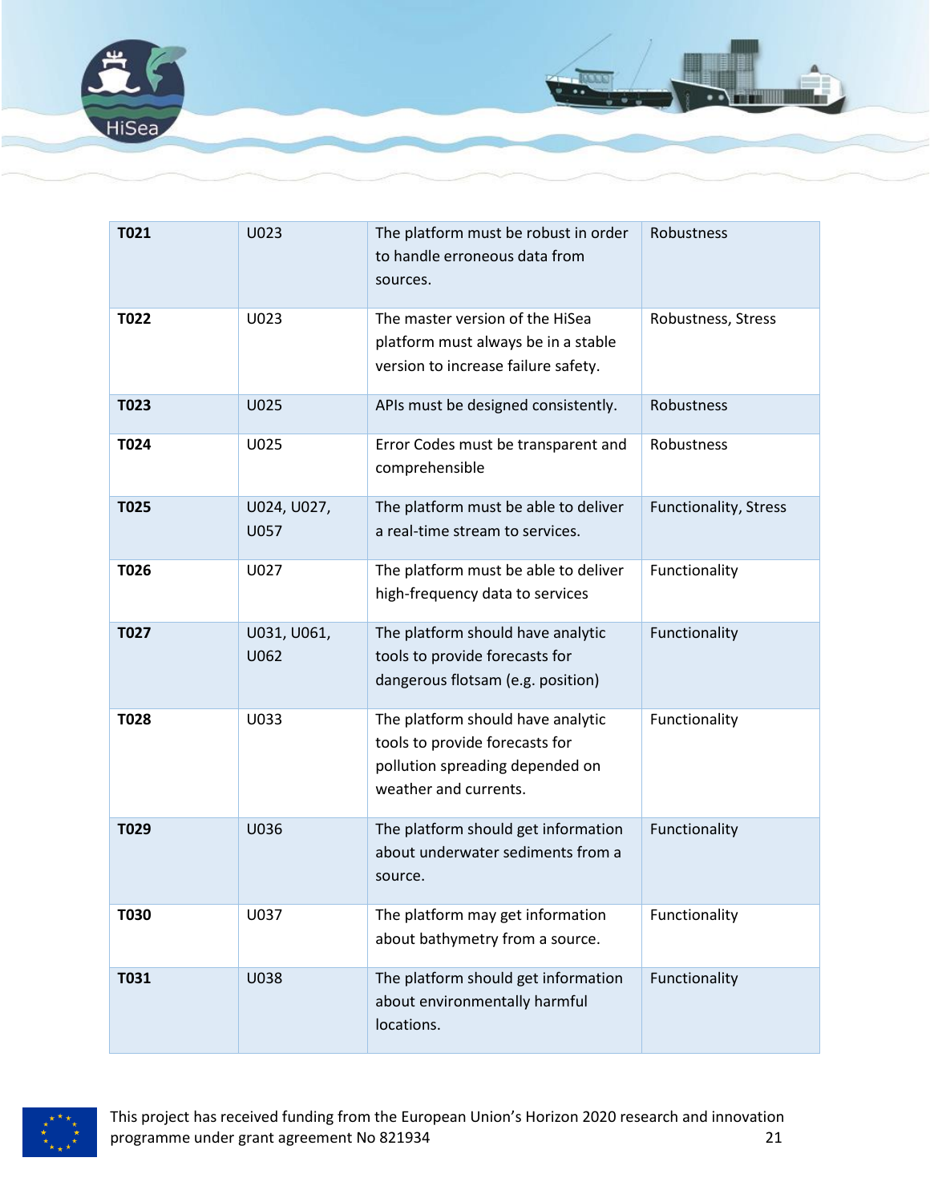| **T021** | U023 | The platform must be robust in order to handle erroneous data from sources. | Robustness |
|---|---|---|---|
| **T022** | U023 | The master version of the HiSea platform must always be in a stable version to increase failure safety. | Robustness, Stress |
| **T023** | U025 | APIs must be designed consistently. | Robustness |
| **T024** | U025 | Error Codes must be transparent and comprehensible | Robustness |
| **T025** | U024, U027, U057 | The platform must be able to deliver a real-time stream to services. | Functionality, Stress |
| **T026** | U027 | The platform must be able to deliver high-frequency data to services | Functionality |
| **T027** | U031, U061, U062 | The platform should have analytic tools to provide forecasts for dangerous flotsam (e.g. position) | Functionality |
| **T028** | U033 | The platform should have analytic tools to provide forecasts for pollution spreading depended on weather and currents. | Functionality |
| **T029** | U036 | The platform should get information about underwater sediments from a source. | Functionality |
| **T030** | U037 | The platform may get information about bathymetry from a source. | Functionality |
| **T031** | U038 | The platform should get information about environmentally harmful locations. | Functionality |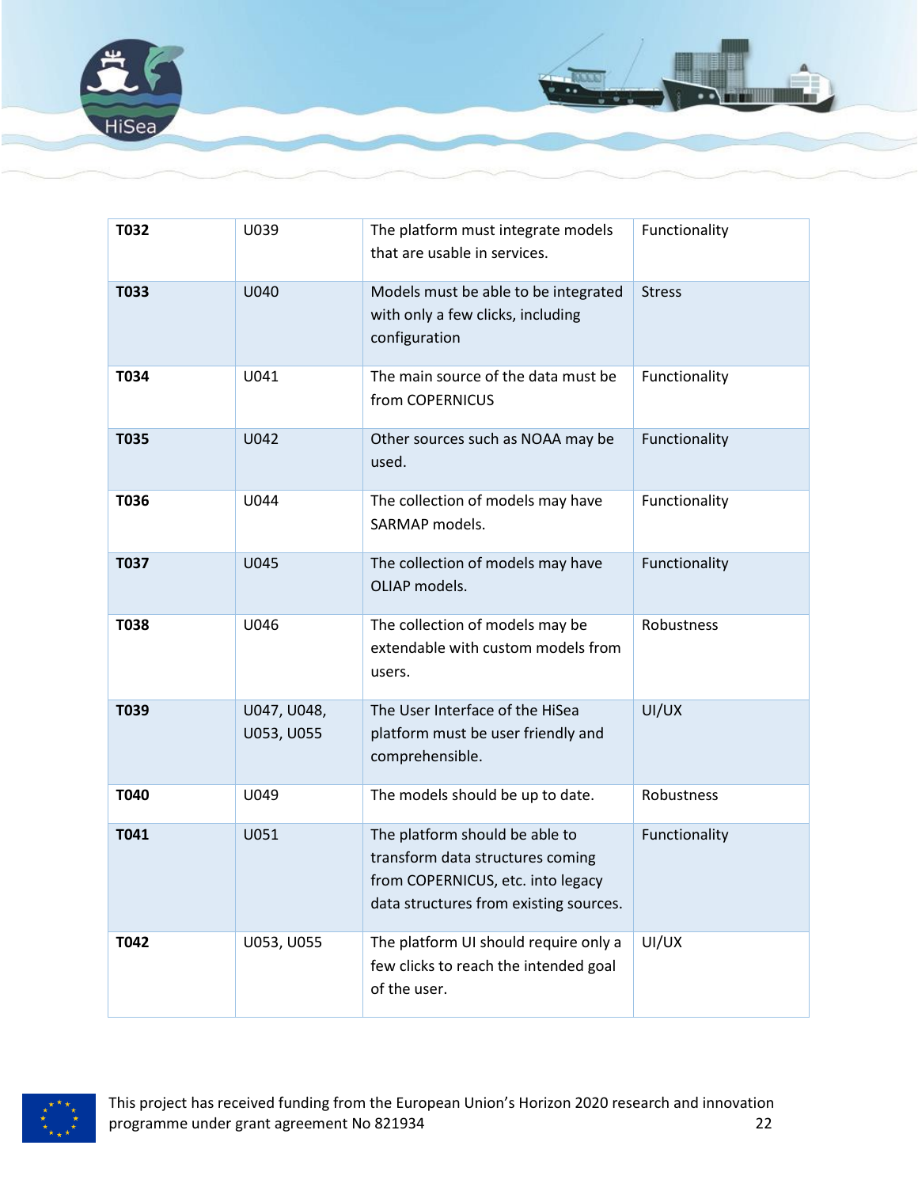| **T032** | U039 | The platform must integrate models that are usable in services. | Functionality |
|---|---|---|---|
| **T033** | U040 | Models must be able to be integrated with only a few clicks, including configuration | Stress |
| **T034** | U041 | The main source of the data must be from COPERNICUS | Functionality |
| **T035** | U042 | Other sources such as NOAA may be used. | Functionality |
| **T036** | U044 | The collection of models may have SARMAP models. | Functionality |
| **T037** | U045 | The collection of models may have OLIAP models. | Functionality |
| **T038** | U046 | The collection of models may be extendable with custom models from users. | Robustness |
| **T039** | U047, U048, U053, U055 | The User Interface of the HiSea platform must be user friendly and comprehensible. | UI/UX |
| **T040** | U049 | The models should be up to date. | Robustness |
| **T041** | U051 | The platform should be able to transform data structures coming from COPERNICUS, etc. into legacy data structures from existing sources. | Functionality |
| **T042** | U053, U055 | The platform UI should require only a few clicks to reach the intended goal of the user. | UI/UX |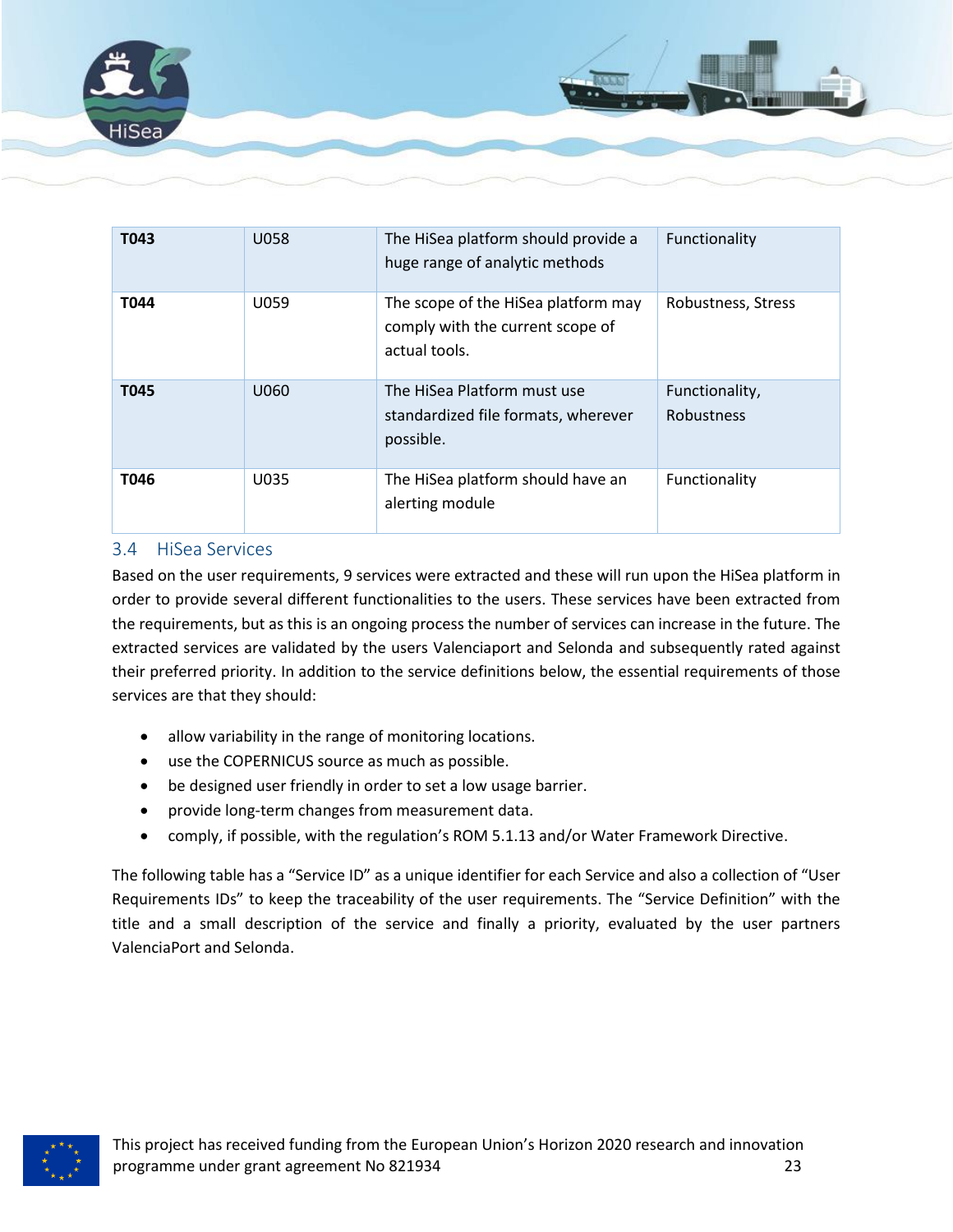| T043 | U058 | The HiSea platform should provide a huge range of analytic methods | Functionality |
|---|---|---|---|
| **T044** | U059 | The scope of the HiSea platform may comply with the current scope of actual tools. | Robustness, Stress |
| **T045** | U060 | The HiSea Platform must use standardized file formats, wherever possible. | Functionality, Robustness |
| **T046** | U035 | The HiSea platform should have an alerting module | Functionality |

## 3.4 HiSea Services

Based on the user requirements, 9 services were extracted and these will run upon the HiSea platform in order to provide several different functionalities to the users. These services have been extracted from the requirements, but as this is an ongoing process the number of services can increase in the future. The extracted services are validated by the users Valenciaport and Selonda and subsequently rated against their preferred priority. In addition to the service definitions below, the essential requirements of those services are that they should:

- allow variability in the range of monitoring locations.
- use the COPERNICUS source as much as possible.
- be designed user friendly in order to set a low usage barrier.
- provide long-term changes from measurement data.
- comply, if possible, with the regulation's ROM 5.1.13 and/or Water Framework Directive.

The following table has a "Service ID" as a unique identifier for each Service and also a collection of "User Requirements IDs" to keep the traceability of the user requirements. The "Service Definition" with the title and a small description of the service and finally a priority, evaluated by the user partners ValenciaPort and Selonda.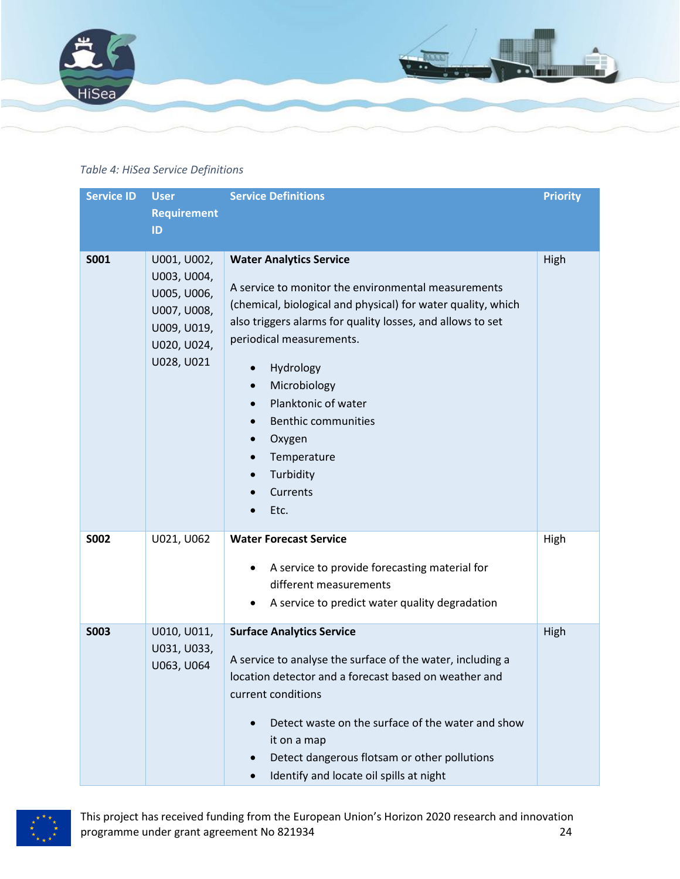*Table 4: HiSea Service Definitions*

| Service ID | User Requirement ID | Service Definitions | Priority |
|---|---|---|---|
| **S001** | U001, U002, U003, U004, U005, U006, U007, U008, U009, U019, U020, U024, U028, U021 | **Water Analytics Service**<br><br>A service to monitor the environmental measurements (chemical, biological and physical) for water quality, which also triggers alarms for quality losses, and allows to set periodical measurements.<br><br>• Hydrology<br>• Microbiology<br>• Planktonic of water<br>• Benthic communities<br>• Oxygen<br>• Temperature<br>• Turbidity<br>• Currents<br>• Etc. | High |
| **S002** | U021, U062 | **Water Forecast Service**<br><br>• A service to provide forecasting material for different measurements<br>• A service to predict water quality degradation | High |
| **S003** | U010, U011, U031, U033, U063, U064 | **Surface Analytics Service**<br><br>A service to analyse the surface of the water, including a location detector and a forecast based on weather and current conditions<br><br>• Detect waste on the surface of the water and show it on a map<br>• Detect dangerous flotsam or other pollutions<br>• Identify and locate oil spills at night | High |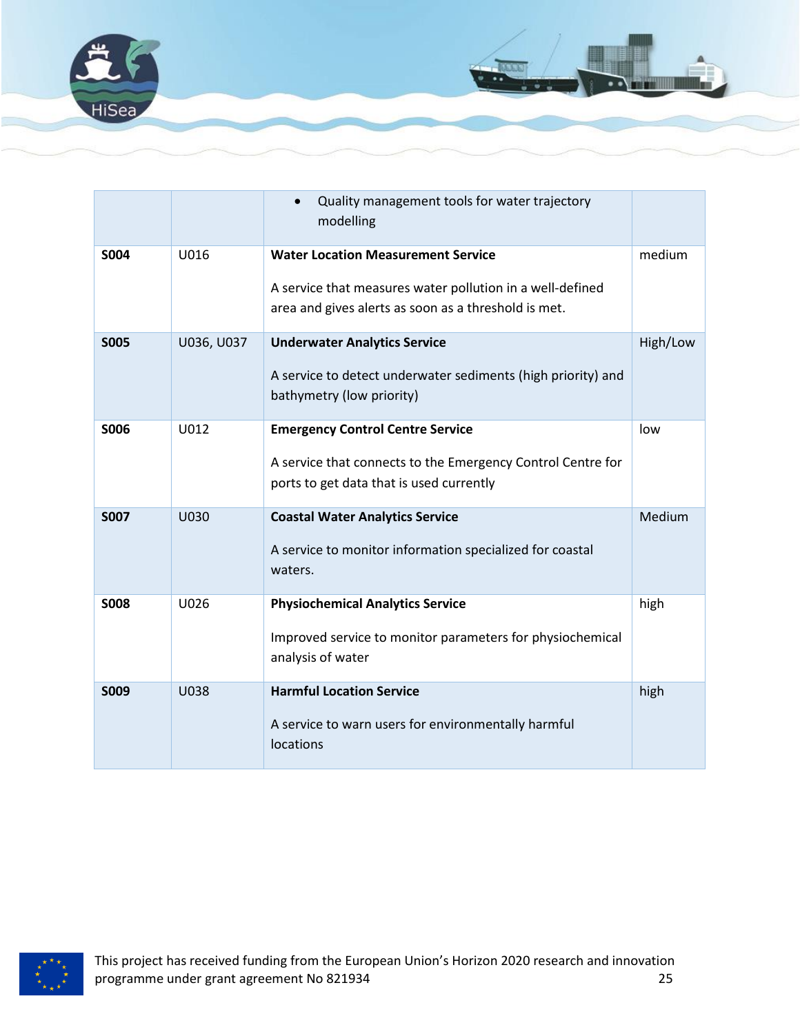| | | • Quality management tools for water trajectory modelling | |
|---|---|---|---|
| **S004** | U016 | **Water Location Measurement Service**<br><br>A service that measures water pollution in a well-defined area and gives alerts as soon as a threshold is met. | medium |
| **S005** | U036, U037 | **Underwater Analytics Service**<br><br>A service to detect underwater sediments (high priority) and bathymetry (low priority) | High/Low |
| **S006** | U012 | **Emergency Control Centre Service**<br><br>A service that connects to the Emergency Control Centre for ports to get data that is used currently | low |
| **S007** | U030 | **Coastal Water Analytics Service**<br><br>A service to monitor information specialized for coastal waters. | Medium |
| **S008** | U026 | **Physiochemical Analytics Service**<br><br>Improved service to monitor parameters for physiochemical analysis of water | high |
| **S009** | U038 | **Harmful Location Service**<br><br>A service to warn users for environmentally harmful locations | high |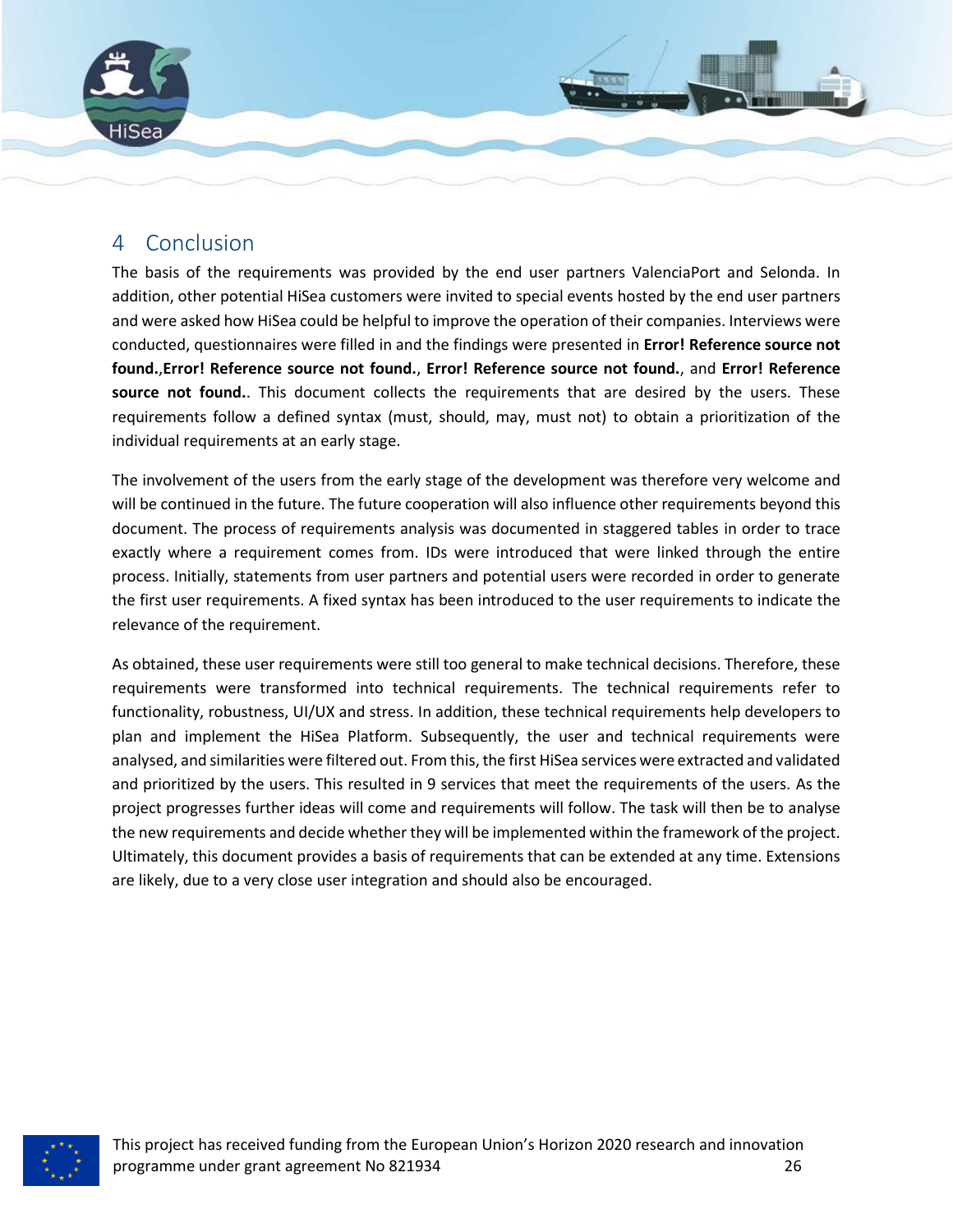# 4 Conclusion

The basis of the requirements was provided by the end user partners ValenciaPort and Selonda. In addition, other potential HiSea customers were invited to special events hosted by the end user partners and were asked how HiSea could be helpful to improve the operation of their companies. Interviews were conducted, questionnaires were filled in and the findings were presented in **Error! Reference source not found.**,**Error! Reference source not found.**, **Error! Reference source not found.**, and **Error! Reference source not found.**. This document collects the requirements that are desired by the users. These requirements follow a defined syntax (must, should, may, must not) to obtain a prioritization of the individual requirements at an early stage.

The involvement of the users from the early stage of the development was therefore very welcome and will be continued in the future. The future cooperation will also influence other requirements beyond this document. The process of requirements analysis was documented in staggered tables in order to trace exactly where a requirement comes from. IDs were introduced that were linked through the entire process. Initially, statements from user partners and potential users were recorded in order to generate the first user requirements. A fixed syntax has been introduced to the user requirements to indicate the relevance of the requirement.

As obtained, these user requirements were still too general to make technical decisions. Therefore, these requirements were transformed into technical requirements. The technical requirements refer to functionality, robustness, UI/UX and stress. In addition, these technical requirements help developers to plan and implement the HiSea Platform. Subsequently, the user and technical requirements were analysed, and similarities were filtered out. From this, the first HiSea services were extracted and validated and prioritized by the users. This resulted in 9 services that meet the requirements of the users. As the project progresses further ideas will come and requirements will follow. The task will then be to analyse the new requirements and decide whether they will be implemented within the framework of the project. Ultimately, this document provides a basis of requirements that can be extended at any time. Extensions are likely, due to a very close user integration and should also be encouraged.